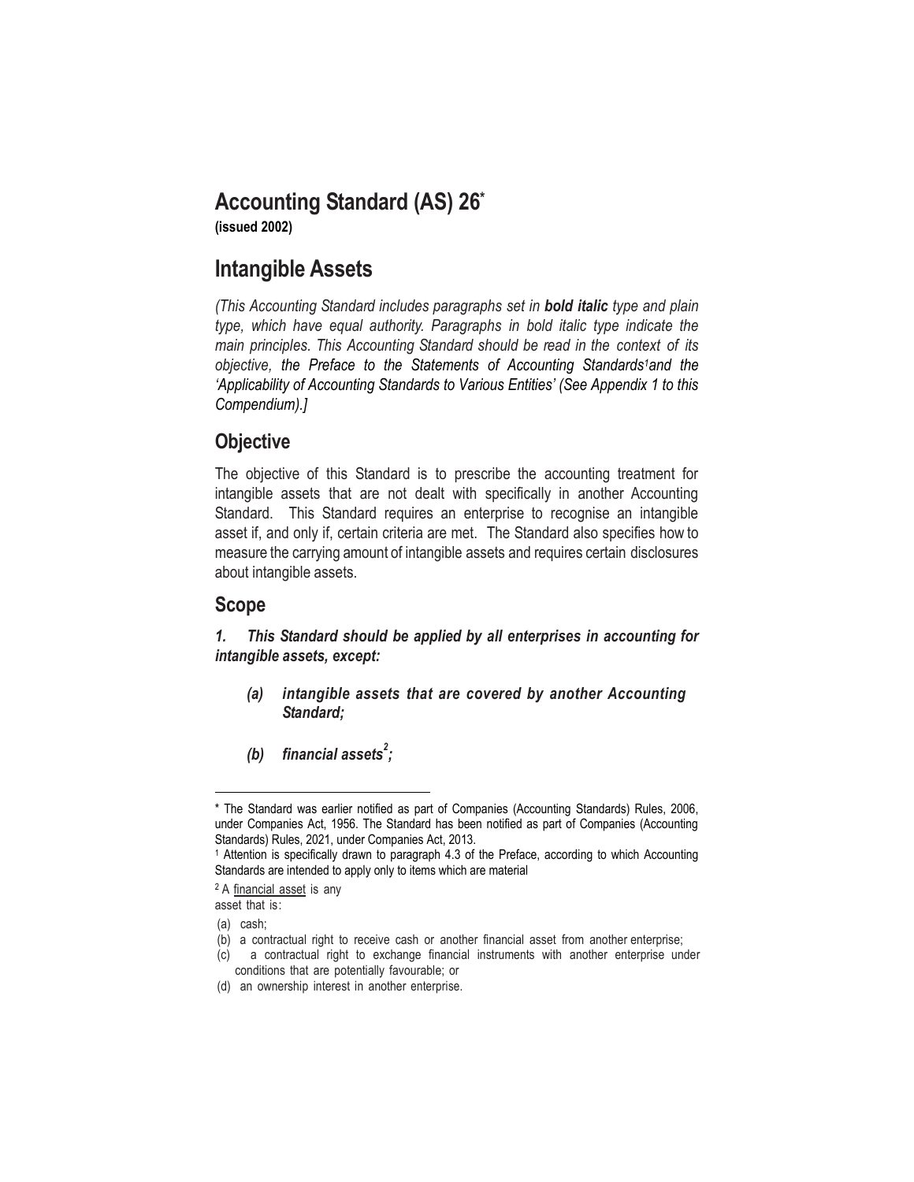# Accounting Standard (AS) 26*

**(issued 2002)**

# Intangible Assets

*(This Accounting Standard includes paragraphs set in **bold italic** type and plain type, which have equal authority. Paragraphs in bold italic type indicate the main principles. This Accounting Standard should be read in the context of its objective, the Preface to the Statements of Accounting Standards[1] and the 'Applicability of Accounting Standards to Various Entities' (See Appendix 1 to this Compendium).]*

## Objective

The objective of this Standard is to prescribe the accounting treatment for intangible assets that are not dealt with specifically in another Accounting Standard. This Standard requires an enterprise to recognise an intangible asset if, and only if, certain criteria are met. The Standard also specifies how to measure the carrying amount of intangible assets and requires certain disclosures about intangible assets.

## Scope

***1. This Standard should be applied by all enterprises in accounting for intangible assets, except:***

- ***(a) intangible assets that are covered by another Accounting Standard;***
- ***(b) financial assets[2];***

---

\* The Standard was earlier notified as part of Companies (Accounting Standards) Rules, 2006, under Companies Act, 1956. The Standard has been notified as part of Companies (Accounting Standards) Rules, 2021, under Companies Act, 2013.

[1] Attention is specifically drawn to paragraph 4.3 of the Preface, according to which Accounting Standards are intended to apply only to items which are material

[2] A <u>financial asset</u> is any asset that is:

(a) cash;

(b) a contractual right to receive cash or another financial asset from another enterprise;

(c) a contractual right to exchange financial instruments with another enterprise under conditions that are potentially favourable; or

(d) an ownership interest in another enterprise.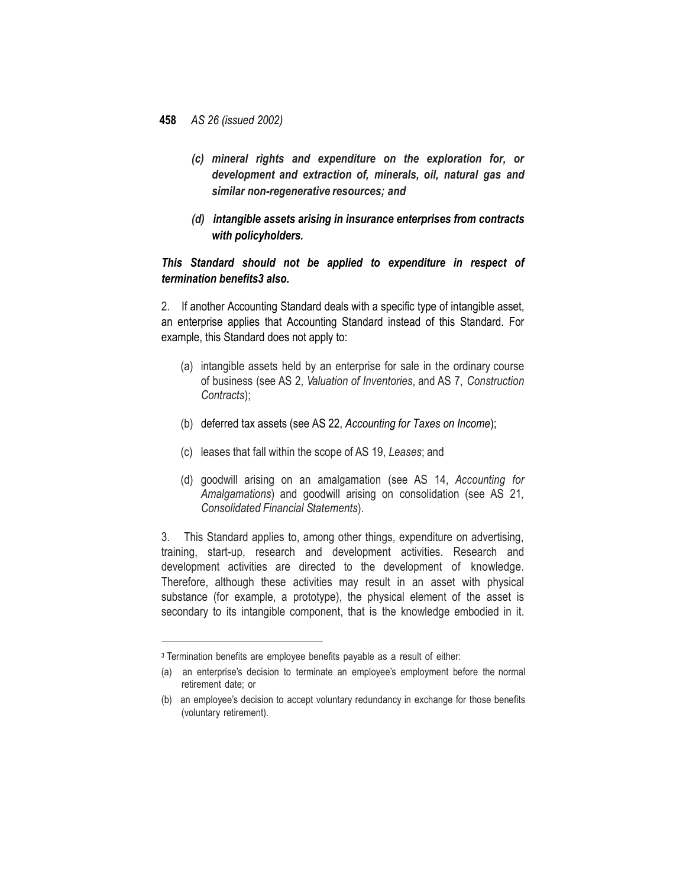*(c) mineral rights and expenditure on the exploration for, or development and extraction of, minerals, oil, natural gas and similar non-regenerative resources; and*

***(d) intangible assets arising in insurance enterprises from contracts with policyholders.***

***This Standard should not be applied to expenditure in respect of termination benefits[3] also.***

2. If another Accounting Standard deals with a specific type of intangible asset, an enterprise applies that Accounting Standard instead of this Standard. For example, this Standard does not apply to:

(a) intangible assets held by an enterprise for sale in the ordinary course of business (see AS 2, *Valuation of Inventories*, and AS 7, *Construction Contracts*);

(b) deferred tax assets (see AS 22, *Accounting for Taxes on Income*);

(c) leases that fall within the scope of AS 19, *Leases*; and

(d) goodwill arising on an amalgamation (see AS 14, *Accounting for Amalgamations*) and goodwill arising on consolidation (see AS 21, *Consolidated Financial Statements*).

3. This Standard applies to, among other things, expenditure on advertising, training, start-up, research and development activities. Research and development activities are directed to the development of knowledge. Therefore, although these activities may result in an asset with physical substance (for example, a prototype), the physical element of the asset is secondary to its intangible component, that is the knowledge embodied in it.

---

[3] Termination benefits are employee benefits payable as a result of either:

(a) an enterprise's decision to terminate an employee's employment before the normal retirement date; or

(b) an employee's decision to accept voluntary redundancy in exchange for those benefits (voluntary retirement).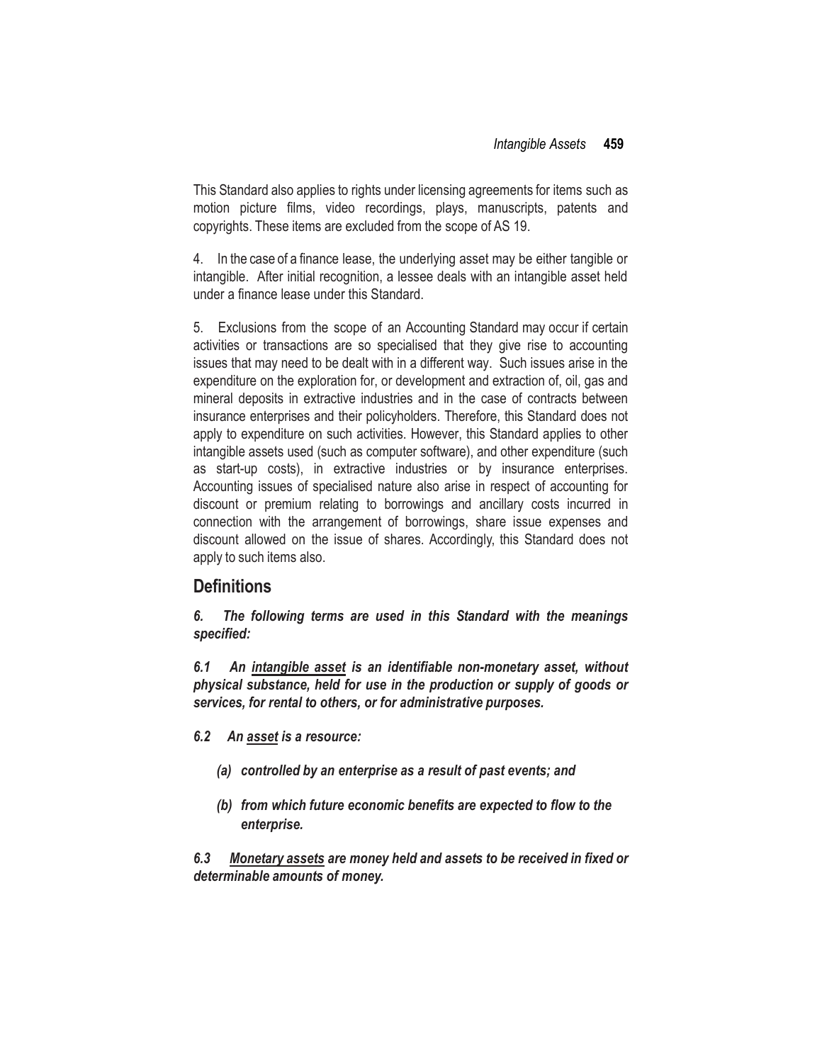This Standard also applies to rights under licensing agreements for items such as motion picture films, video recordings, plays, manuscripts, patents and copyrights. These items are excluded from the scope of AS 19.

4. In the case of a finance lease, the underlying asset may be either tangible or intangible. After initial recognition, a lessee deals with an intangible asset held under a finance lease under this Standard.

5. Exclusions from the scope of an Accounting Standard may occur if certain activities or transactions are so specialised that they give rise to accounting issues that may need to be dealt with in a different way. Such issues arise in the expenditure on the exploration for, or development and extraction of, oil, gas and mineral deposits in extractive industries and in the case of contracts between insurance enterprises and their policyholders. Therefore, this Standard does not apply to expenditure on such activities. However, this Standard applies to other intangible assets used (such as computer software), and other expenditure (such as start-up costs), in extractive industries or by insurance enterprises. Accounting issues of specialised nature also arise in respect of accounting for discount or premium relating to borrowings and ancillary costs incurred in connection with the arrangement of borrowings, share issue expenses and discount allowed on the issue of shares. Accordingly, this Standard does not apply to such items also.

## Definitions

***6. The following terms are used in this Standard with the meanings specified:***

***6.1 An <u>intangible asset</u> is an identifiable non-monetary asset, without physical substance, held for use in the production or supply of goods or services, for rental to others, or for administrative purposes.***

***6.2 An <u>asset</u> is a resource:***

- ***(a) controlled by an enterprise as a result of past events; and***
- ***(b) from which future economic benefits are expected to flow to the enterprise.***

***6.3 <u>Monetary assets</u> are money held and assets to be received in fixed or determinable amounts of money.***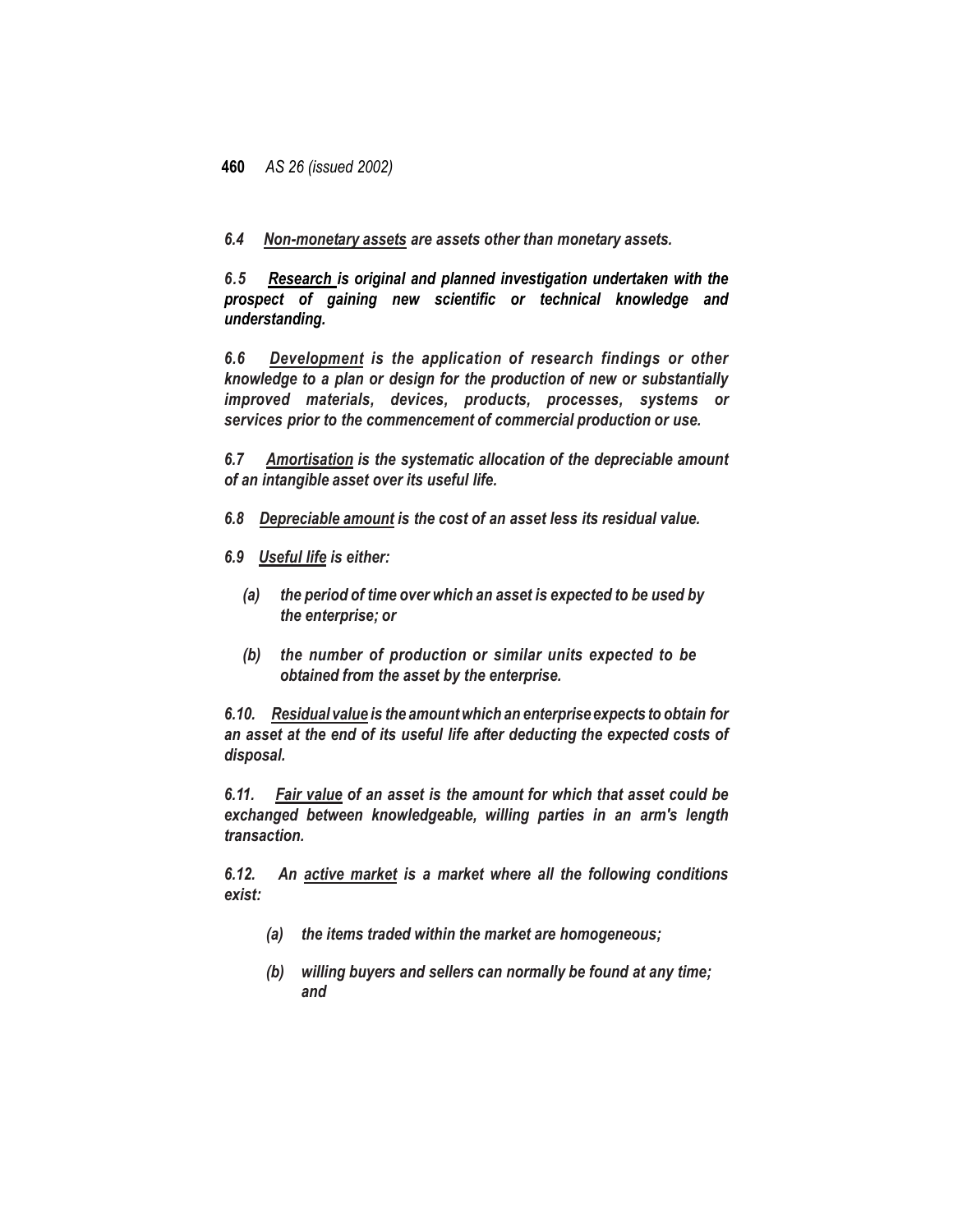***6.4 Non-monetary assets are assets other than monetary assets.***

***6.5 Research is original and planned investigation undertaken with the prospect of gaining new scientific or technical knowledge and understanding.***

***6.6 Development is the application of research findings or other knowledge to a plan or design for the production of new or substantially improved materials, devices, products, processes, systems or services prior to the commencement of commercial production or use.***

***6.7 Amortisation is the systematic allocation of the depreciable amount of an intangible asset over its useful life.***

***6.8 Depreciable amount is the cost of an asset less its residual value.***

***6.9 Useful life is either:***

***(a) the period of time over which an asset is expected to be used by the enterprise; or***

***(b) the number of production or similar units expected to be obtained from the asset by the enterprise.***

***6.10. Residual value is the amount which an enterprise expects to obtain for an asset at the end of its useful life after deducting the expected costs of disposal.***

***6.11. Fair value of an asset is the amount for which that asset could be exchanged between knowledgeable, willing parties in an arm's length transaction.***

***6.12. An active market is a market where all the following conditions exist:***

***(a) the items traded within the market are homogeneous;***

***(b) willing buyers and sellers can normally be found at any time; and***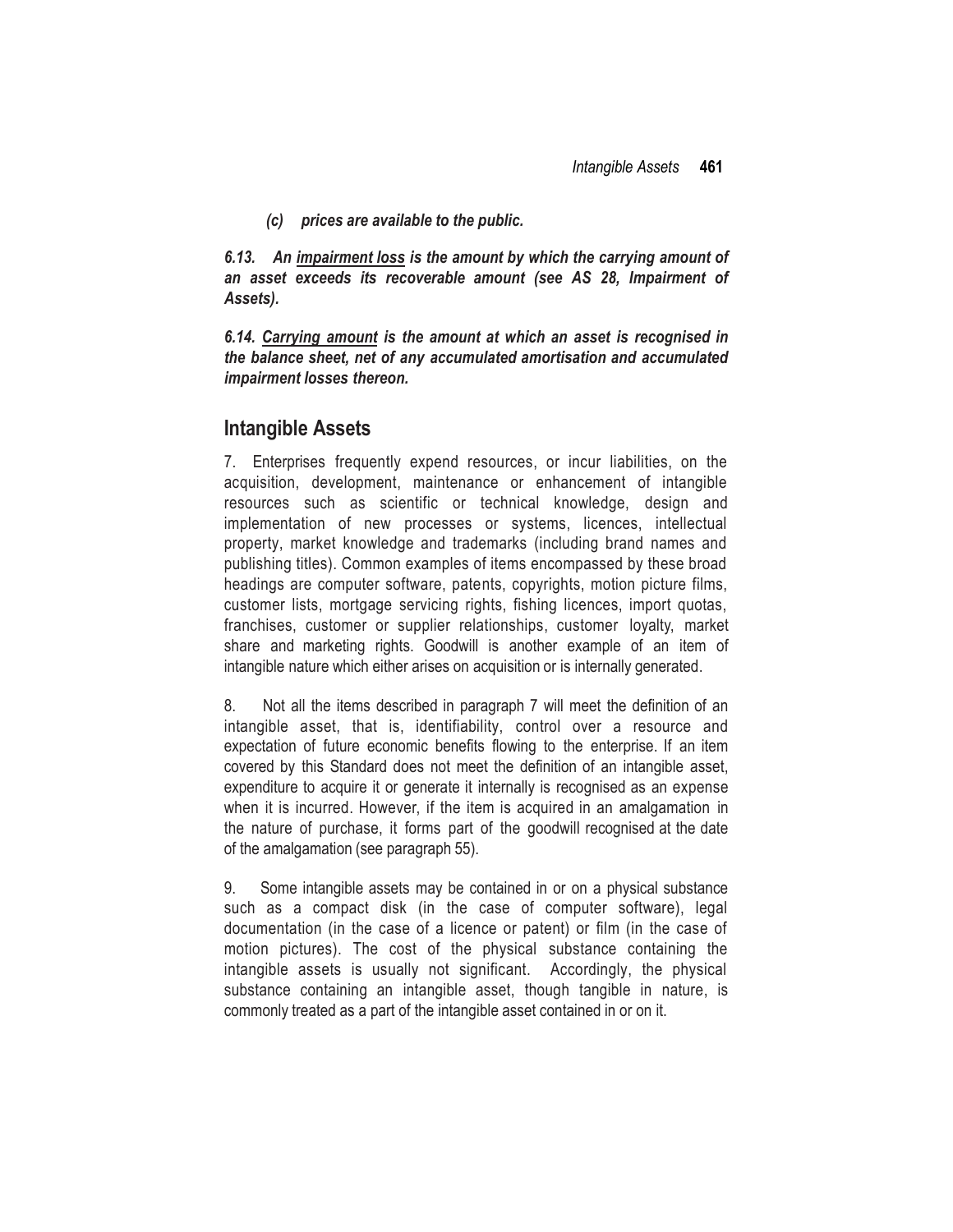***(c) prices are available to the public.***

***6.13. An <u>impairment loss</u> is the amount by which the carrying amount of an asset exceeds its recoverable amount (see AS 28, Impairment of Assets).***

***6.14. <u>Carrying amount</u> is the amount at which an asset is recognised in the balance sheet, net of any accumulated amortisation and accumulated impairment losses thereon.***

## Intangible Assets

7. Enterprises frequently expend resources, or incur liabilities, on the acquisition, development, maintenance or enhancement of intangible resources such as scientific or technical knowledge, design and implementation of new processes or systems, licences, intellectual property, market knowledge and trademarks (including brand names and publishing titles). Common examples of items encompassed by these broad headings are computer software, patents, copyrights, motion picture films, customer lists, mortgage servicing rights, fishing licences, import quotas, franchises, customer or supplier relationships, customer loyalty, market share and marketing rights. Goodwill is another example of an item of intangible nature which either arises on acquisition or is internally generated.

8. Not all the items described in paragraph 7 will meet the definition of an intangible asset, that is, identifiability, control over a resource and expectation of future economic benefits flowing to the enterprise. If an item covered by this Standard does not meet the definition of an intangible asset, expenditure to acquire it or generate it internally is recognised as an expense when it is incurred. However, if the item is acquired in an amalgamation in the nature of purchase, it forms part of the goodwill recognised at the date of the amalgamation (see paragraph 55).

9. Some intangible assets may be contained in or on a physical substance such as a compact disk (in the case of computer software), legal documentation (in the case of a licence or patent) or film (in the case of motion pictures). The cost of the physical substance containing the intangible assets is usually not significant. Accordingly, the physical substance containing an intangible asset, though tangible in nature, is commonly treated as a part of the intangible asset contained in or on it.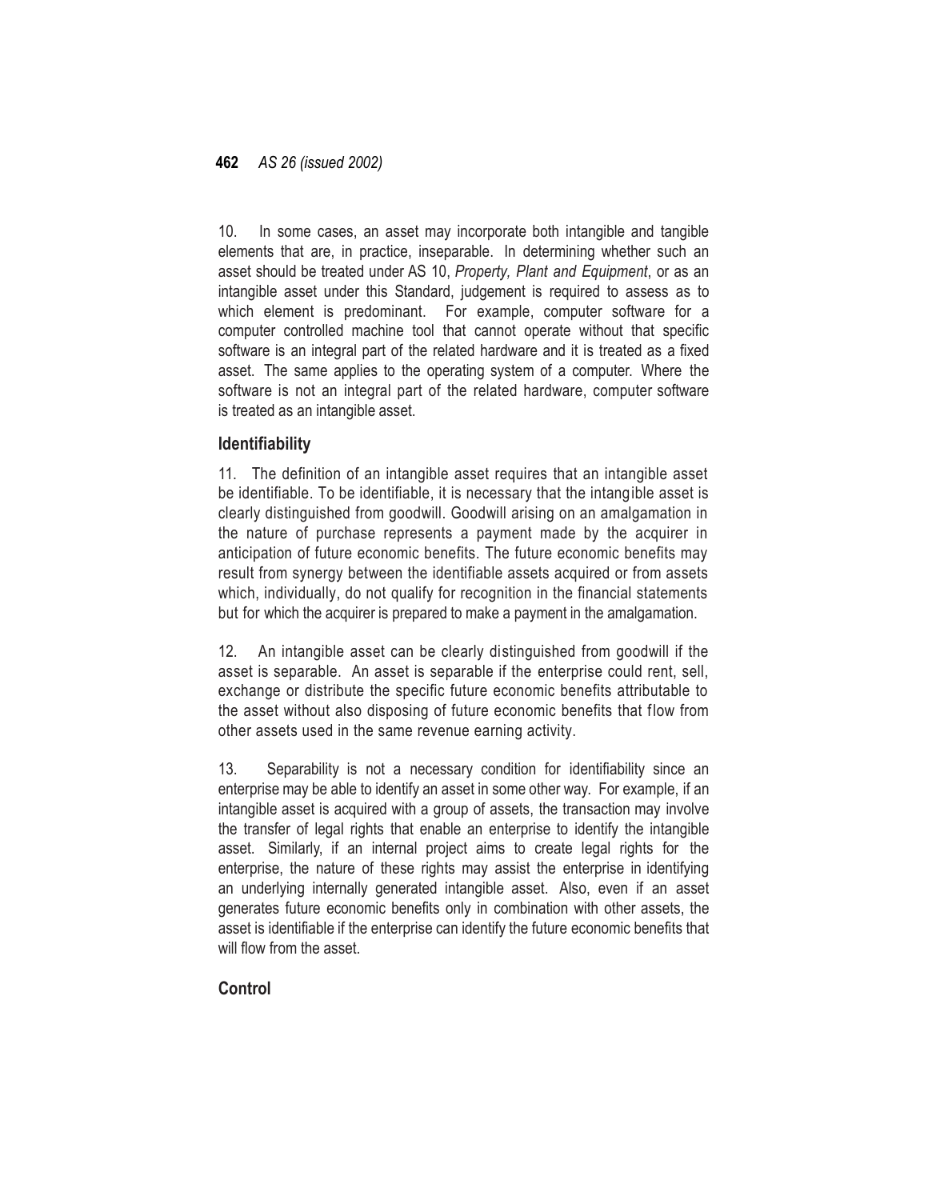10. In some cases, an asset may incorporate both intangible and tangible elements that are, in practice, inseparable. In determining whether such an asset should be treated under AS 10, *Property, Plant and Equipment*, or as an intangible asset under this Standard, judgement is required to assess as to which element is predominant. For example, computer software for a computer controlled machine tool that cannot operate without that specific software is an integral part of the related hardware and it is treated as a fixed asset. The same applies to the operating system of a computer. Where the software is not an integral part of the related hardware, computer software is treated as an intangible asset.

### Identifiability

11. The definition of an intangible asset requires that an intangible asset be identifiable. To be identifiable, it is necessary that the intangible asset is clearly distinguished from goodwill. Goodwill arising on an amalgamation in the nature of purchase represents a payment made by the acquirer in anticipation of future economic benefits. The future economic benefits may result from synergy between the identifiable assets acquired or from assets which, individually, do not qualify for recognition in the financial statements but for which the acquirer is prepared to make a payment in the amalgamation.

12. An intangible asset can be clearly distinguished from goodwill if the asset is separable. An asset is separable if the enterprise could rent, sell, exchange or distribute the specific future economic benefits attributable to the asset without also disposing of future economic benefits that flow from other assets used in the same revenue earning activity.

13. Separability is not a necessary condition for identifiability since an enterprise may be able to identify an asset in some other way. For example, if an intangible asset is acquired with a group of assets, the transaction may involve the transfer of legal rights that enable an enterprise to identify the intangible asset. Similarly, if an internal project aims to create legal rights for the enterprise, the nature of these rights may assist the enterprise in identifying an underlying internally generated intangible asset. Also, even if an asset generates future economic benefits only in combination with other assets, the asset is identifiable if the enterprise can identify the future economic benefits that will flow from the asset.

### Control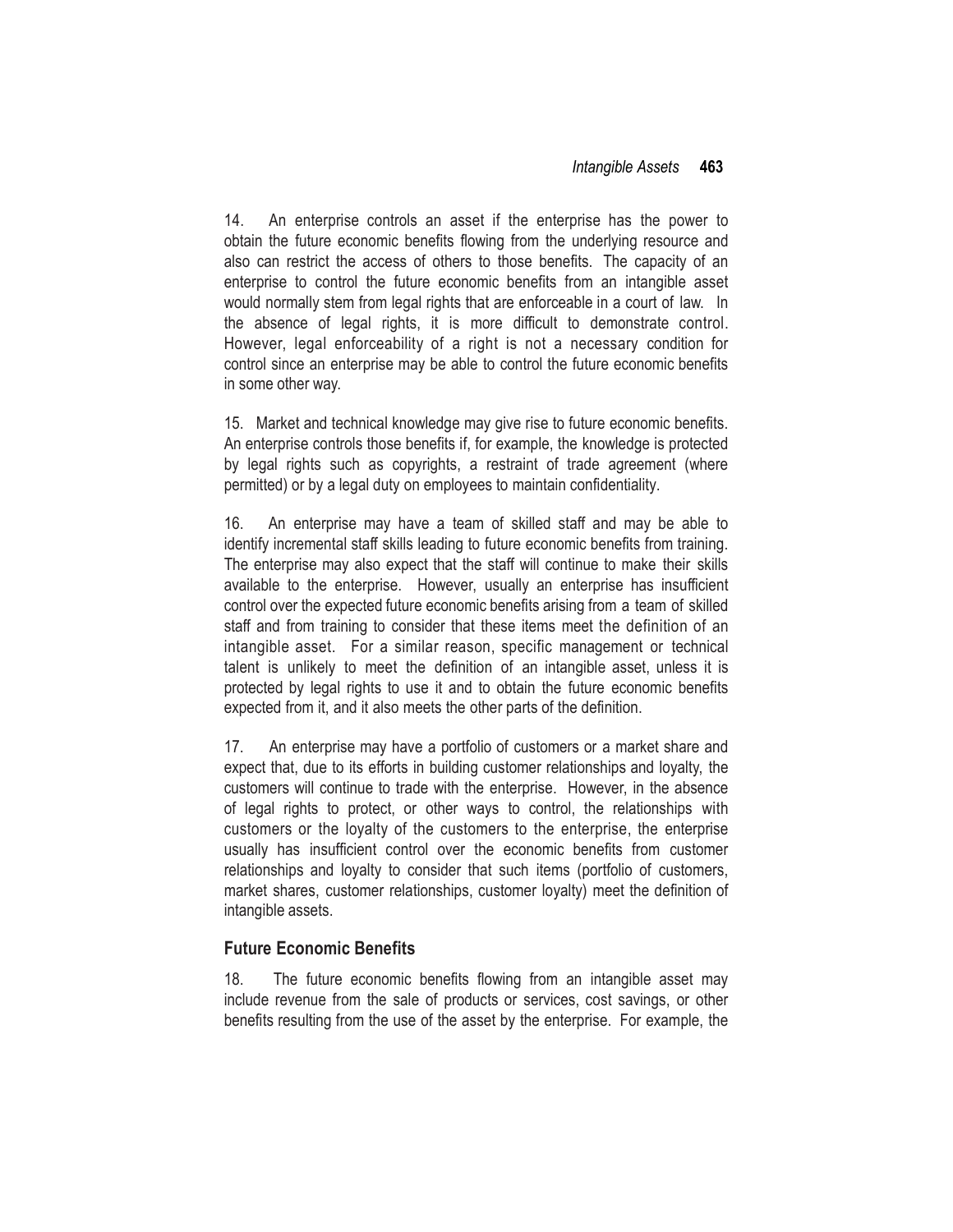14. An enterprise controls an asset if the enterprise has the power to obtain the future economic benefits flowing from the underlying resource and also can restrict the access of others to those benefits. The capacity of an enterprise to control the future economic benefits from an intangible asset would normally stem from legal rights that are enforceable in a court of law. In the absence of legal rights, it is more difficult to demonstrate control. However, legal enforceability of a right is not a necessary condition for control since an enterprise may be able to control the future economic benefits in some other way.

15. Market and technical knowledge may give rise to future economic benefits. An enterprise controls those benefits if, for example, the knowledge is protected by legal rights such as copyrights, a restraint of trade agreement (where permitted) or by a legal duty on employees to maintain confidentiality.

16. An enterprise may have a team of skilled staff and may be able to identify incremental staff skills leading to future economic benefits from training. The enterprise may also expect that the staff will continue to make their skills available to the enterprise. However, usually an enterprise has insufficient control over the expected future economic benefits arising from a team of skilled staff and from training to consider that these items meet the definition of an intangible asset. For a similar reason, specific management or technical talent is unlikely to meet the definition of an intangible asset, unless it is protected by legal rights to use it and to obtain the future economic benefits expected from it, and it also meets the other parts of the definition.

17. An enterprise may have a portfolio of customers or a market share and expect that, due to its efforts in building customer relationships and loyalty, the customers will continue to trade with the enterprise. However, in the absence of legal rights to protect, or other ways to control, the relationships with customers or the loyalty of the customers to the enterprise, the enterprise usually has insufficient control over the economic benefits from customer relationships and loyalty to consider that such items (portfolio of customers, market shares, customer relationships, customer loyalty) meet the definition of intangible assets.

### Future Economic Benefits

18. The future economic benefits flowing from an intangible asset may include revenue from the sale of products or services, cost savings, or other benefits resulting from the use of the asset by the enterprise. For example, the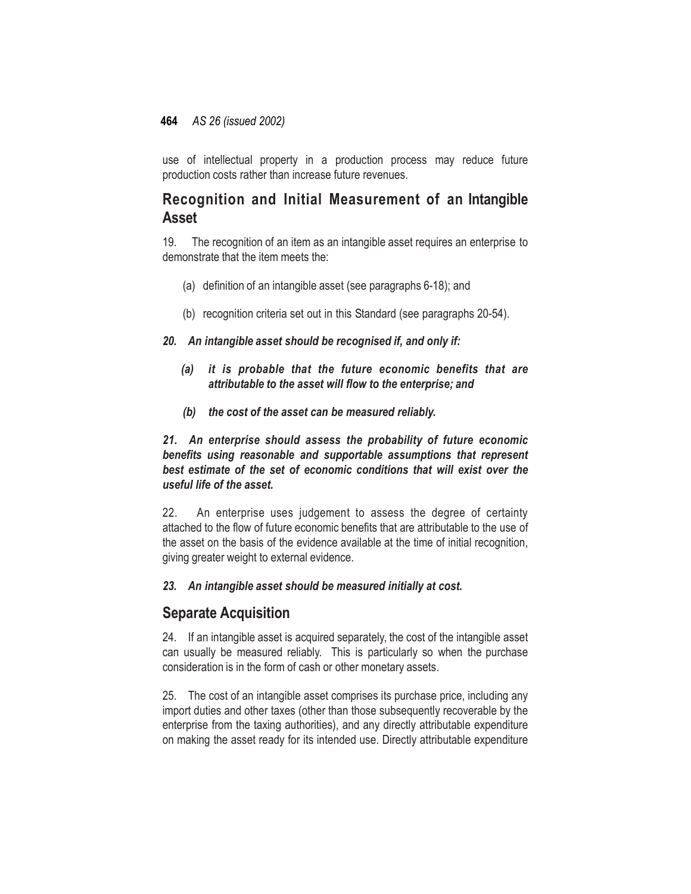use of intellectual property in a production process may reduce future production costs rather than increase future revenues.

## Recognition and Initial Measurement of an Intangible Asset

19. The recognition of an item as an intangible asset requires an enterprise to demonstrate that the item meets the:

(a) definition of an intangible asset (see paragraphs 6-18); and

(b) recognition criteria set out in this Standard (see paragraphs 20-54).

***20. An intangible asset should be recognised if, and only if:***

***(a) it is probable that the future economic benefits that are attributable to the asset will flow to the enterprise; and***

***(b) the cost of the asset can be measured reliably.***

***21. An enterprise should assess the probability of future economic benefits using reasonable and supportable assumptions that represent best estimate of the set of economic conditions that will exist over the useful life of the asset.***

22. An enterprise uses judgement to assess the degree of certainty attached to the flow of future economic benefits that are attributable to the use of the asset on the basis of the evidence available at the time of initial recognition, giving greater weight to external evidence.

***23. An intangible asset should be measured initially at cost.***

## Separate Acquisition

24. If an intangible asset is acquired separately, the cost of the intangible asset can usually be measured reliably. This is particularly so when the purchase consideration is in the form of cash or other monetary assets.

25. The cost of an intangible asset comprises its purchase price, including any import duties and other taxes (other than those subsequently recoverable by the enterprise from the taxing authorities), and any directly attributable expenditure on making the asset ready for its intended use. Directly attributable expenditure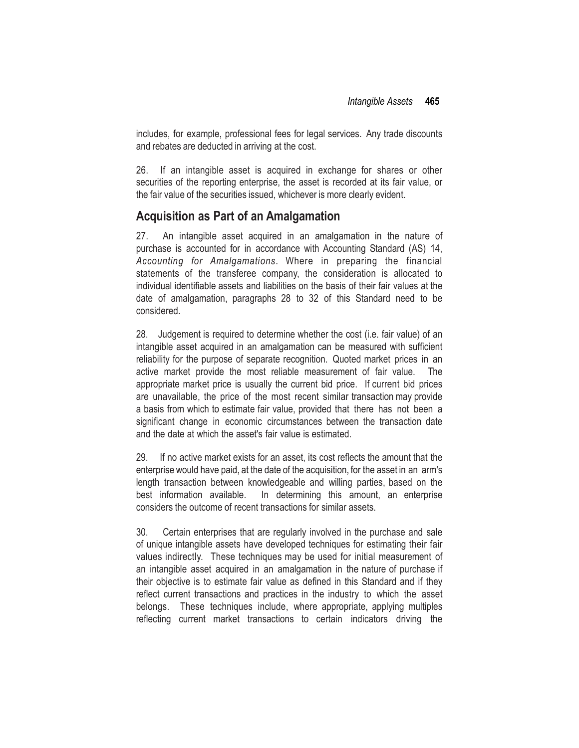includes, for example, professional fees for legal services. Any trade discounts and rebates are deducted in arriving at the cost.

26. If an intangible asset is acquired in exchange for shares or other securities of the reporting enterprise, the asset is recorded at its fair value, or the fair value of the securities issued, whichever is more clearly evident.

## Acquisition as Part of an Amalgamation

27. An intangible asset acquired in an amalgamation in the nature of purchase is accounted for in accordance with Accounting Standard (AS) 14, *Accounting for Amalgamations*. Where in preparing the financial statements of the transferee company, the consideration is allocated to individual identifiable assets and liabilities on the basis of their fair values at the date of amalgamation, paragraphs 28 to 32 of this Standard need to be considered.

28. Judgement is required to determine whether the cost (i.e. fair value) of an intangible asset acquired in an amalgamation can be measured with sufficient reliability for the purpose of separate recognition. Quoted market prices in an active market provide the most reliable measurement of fair value. The appropriate market price is usually the current bid price. If current bid prices are unavailable, the price of the most recent similar transaction may provide a basis from which to estimate fair value, provided that there has not been a significant change in economic circumstances between the transaction date and the date at which the asset's fair value is estimated.

29. If no active market exists for an asset, its cost reflects the amount that the enterprise would have paid, at the date of the acquisition, for the asset in an arm's length transaction between knowledgeable and willing parties, based on the best information available. In determining this amount, an enterprise considers the outcome of recent transactions for similar assets.

30. Certain enterprises that are regularly involved in the purchase and sale of unique intangible assets have developed techniques for estimating their fair values indirectly. These techniques may be used for initial measurement of an intangible asset acquired in an amalgamation in the nature of purchase if their objective is to estimate fair value as defined in this Standard and if they reflect current transactions and practices in the industry to which the asset belongs. These techniques include, where appropriate, applying multiples reflecting current market transactions to certain indicators driving the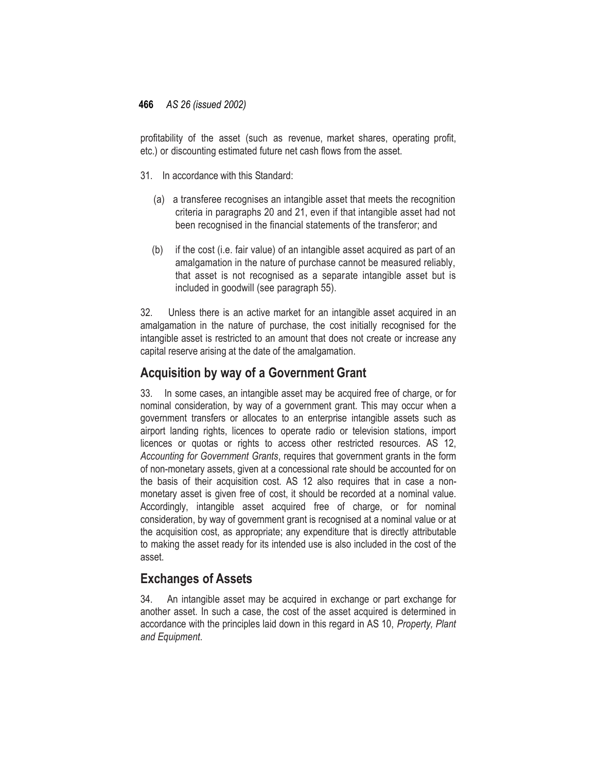profitability of the asset (such as revenue, market shares, operating profit, etc.) or discounting estimated future net cash flows from the asset.

31. In accordance with this Standard:

(a) a transferee recognises an intangible asset that meets the recognition criteria in paragraphs 20 and 21, even if that intangible asset had not been recognised in the financial statements of the transferor; and

(b) if the cost (i.e. fair value) of an intangible asset acquired as part of an amalgamation in the nature of purchase cannot be measured reliably, that asset is not recognised as a separate intangible asset but is included in goodwill (see paragraph 55).

32. Unless there is an active market for an intangible asset acquired in an amalgamation in the nature of purchase, the cost initially recognised for the intangible asset is restricted to an amount that does not create or increase any capital reserve arising at the date of the amalgamation.

## Acquisition by way of a Government Grant

33. In some cases, an intangible asset may be acquired free of charge, or for nominal consideration, by way of a government grant. This may occur when a government transfers or allocates to an enterprise intangible assets such as airport landing rights, licences to operate radio or television stations, import licences or quotas or rights to access other restricted resources. AS 12, *Accounting for Government Grants*, requires that government grants in the form of non-monetary assets, given at a concessional rate should be accounted for on the basis of their acquisition cost. AS 12 also requires that in case a non-monetary asset is given free of cost, it should be recorded at a nominal value. Accordingly, intangible asset acquired free of charge, or for nominal consideration, by way of government grant is recognised at a nominal value or at the acquisition cost, as appropriate; any expenditure that is directly attributable to making the asset ready for its intended use is also included in the cost of the asset.

## Exchanges of Assets

34. An intangible asset may be acquired in exchange or part exchange for another asset. In such a case, the cost of the asset acquired is determined in accordance with the principles laid down in this regard in AS 10, *Property, Plant and Equipment*.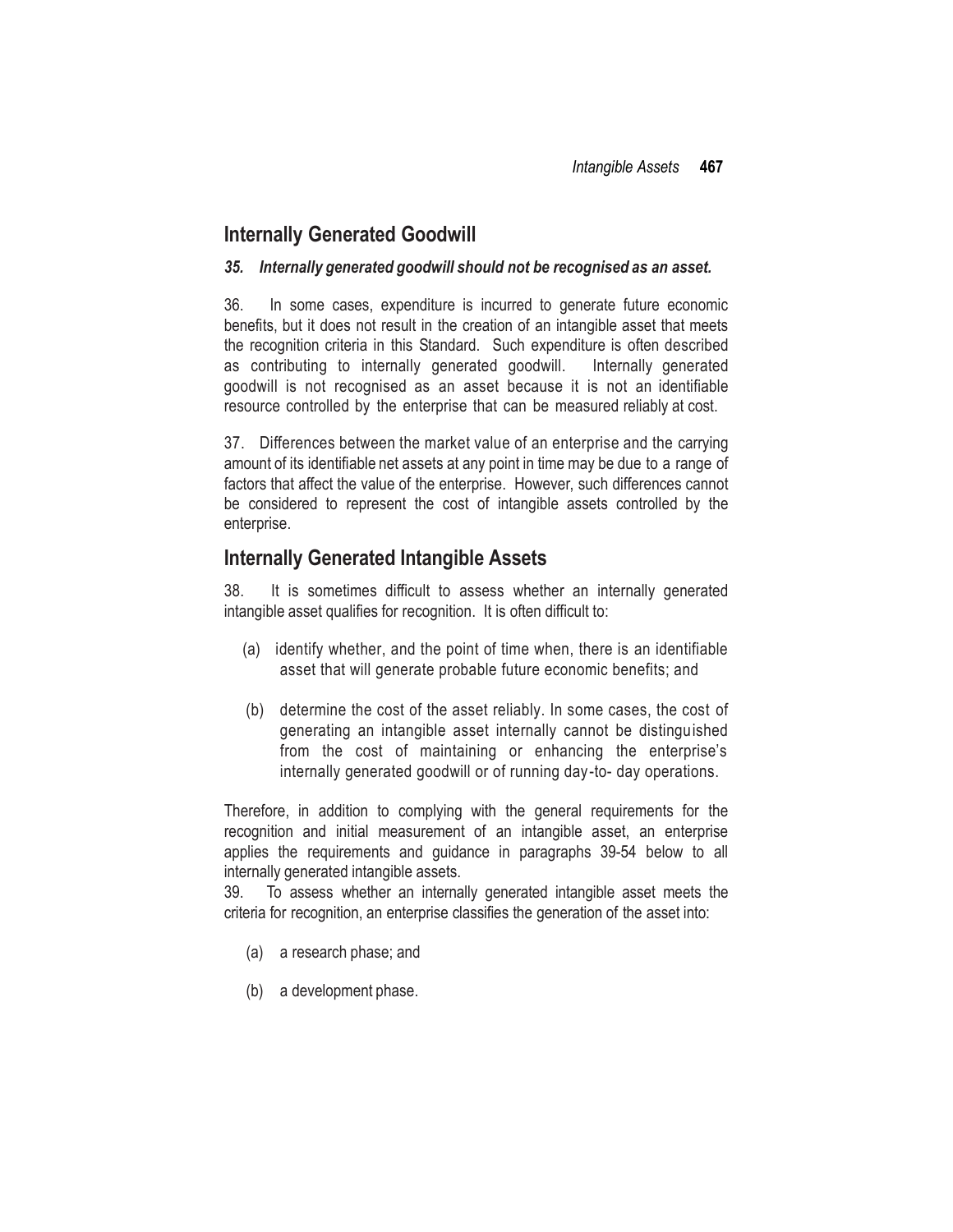## Internally Generated Goodwill

***35. Internally generated goodwill should not be recognised as an asset.***

36. In some cases, expenditure is incurred to generate future economic benefits, but it does not result in the creation of an intangible asset that meets the recognition criteria in this Standard. Such expenditure is often described as contributing to internally generated goodwill. Internally generated goodwill is not recognised as an asset because it is not an identifiable resource controlled by the enterprise that can be measured reliably at cost.

37. Differences between the market value of an enterprise and the carrying amount of its identifiable net assets at any point in time may be due to a range of factors that affect the value of the enterprise. However, such differences cannot be considered to represent the cost of intangible assets controlled by the enterprise.

## Internally Generated Intangible Assets

38. It is sometimes difficult to assess whether an internally generated intangible asset qualifies for recognition. It is often difficult to:

(a) identify whether, and the point of time when, there is an identifiable asset that will generate probable future economic benefits; and

(b) determine the cost of the asset reliably. In some cases, the cost of generating an intangible asset internally cannot be distinguished from the cost of maintaining or enhancing the enterprise's internally generated goodwill or of running day-to- day operations.

Therefore, in addition to complying with the general requirements for the recognition and initial measurement of an intangible asset, an enterprise applies the requirements and guidance in paragraphs 39-54 below to all internally generated intangible assets.

39. To assess whether an internally generated intangible asset meets the criteria for recognition, an enterprise classifies the generation of the asset into:

(a) a research phase; and

(b) a development phase.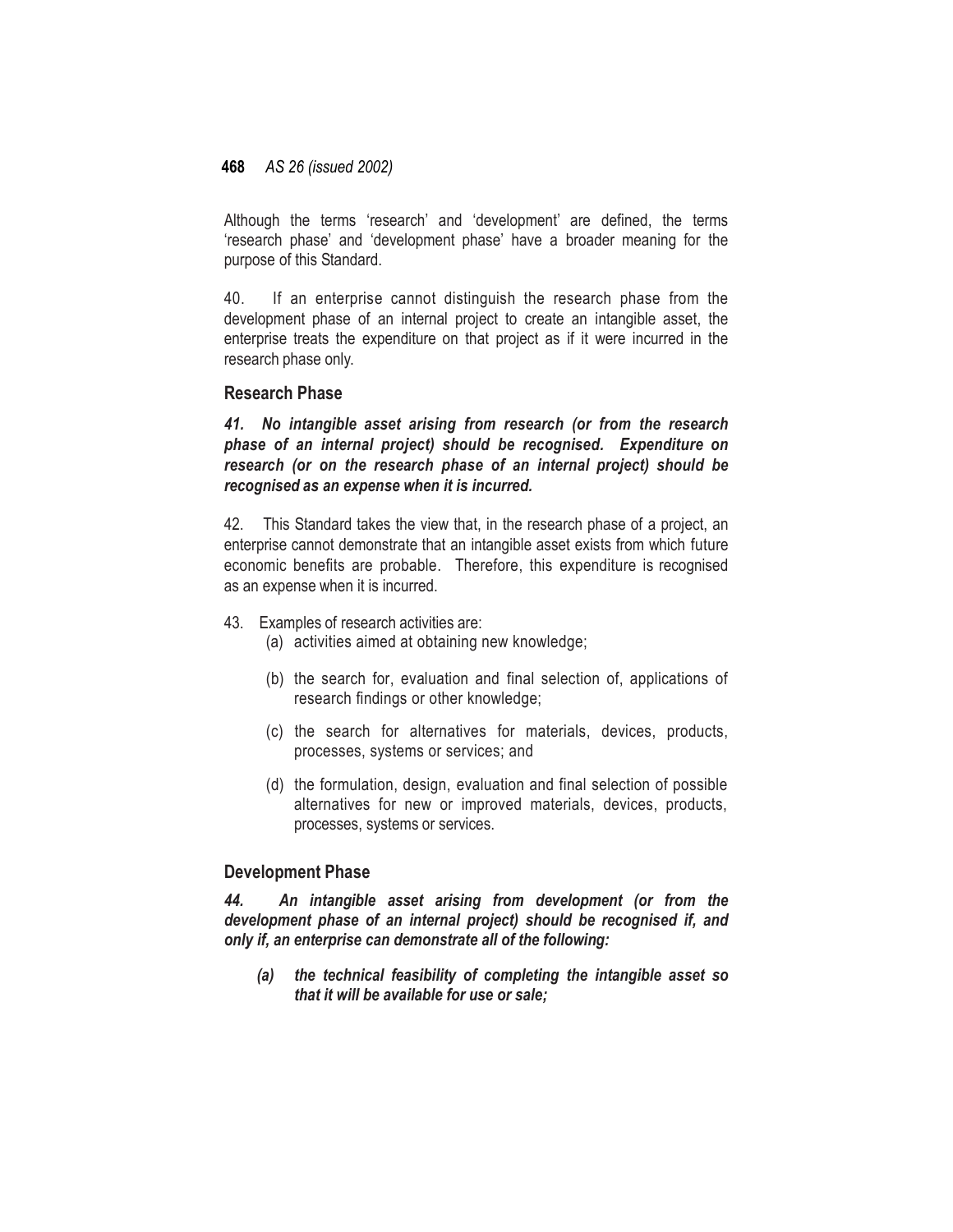Although the terms 'research' and 'development' are defined, the terms 'research phase' and 'development phase' have a broader meaning for the purpose of this Standard.

40. If an enterprise cannot distinguish the research phase from the development phase of an internal project to create an intangible asset, the enterprise treats the expenditure on that project as if it were incurred in the research phase only.

### Research Phase

***41. No intangible asset arising from research (or from the research phase of an internal project) should be recognised. Expenditure on research (or on the research phase of an internal project) should be recognised as an expense when it is incurred.***

42. This Standard takes the view that, in the research phase of a project, an enterprise cannot demonstrate that an intangible asset exists from which future economic benefits are probable. Therefore, this expenditure is recognised as an expense when it is incurred.

43. Examples of research activities are:

(a) activities aimed at obtaining new knowledge;

(b) the search for, evaluation and final selection of, applications of research findings or other knowledge;

(c) the search for alternatives for materials, devices, products, processes, systems or services; and

(d) the formulation, design, evaluation and final selection of possible alternatives for new or improved materials, devices, products, processes, systems or services.

### Development Phase

***44. An intangible asset arising from development (or from the development phase of an internal project) should be recognised if, and only if, an enterprise can demonstrate all of the following:***

***(a) the technical feasibility of completing the intangible asset so that it will be available for use or sale;***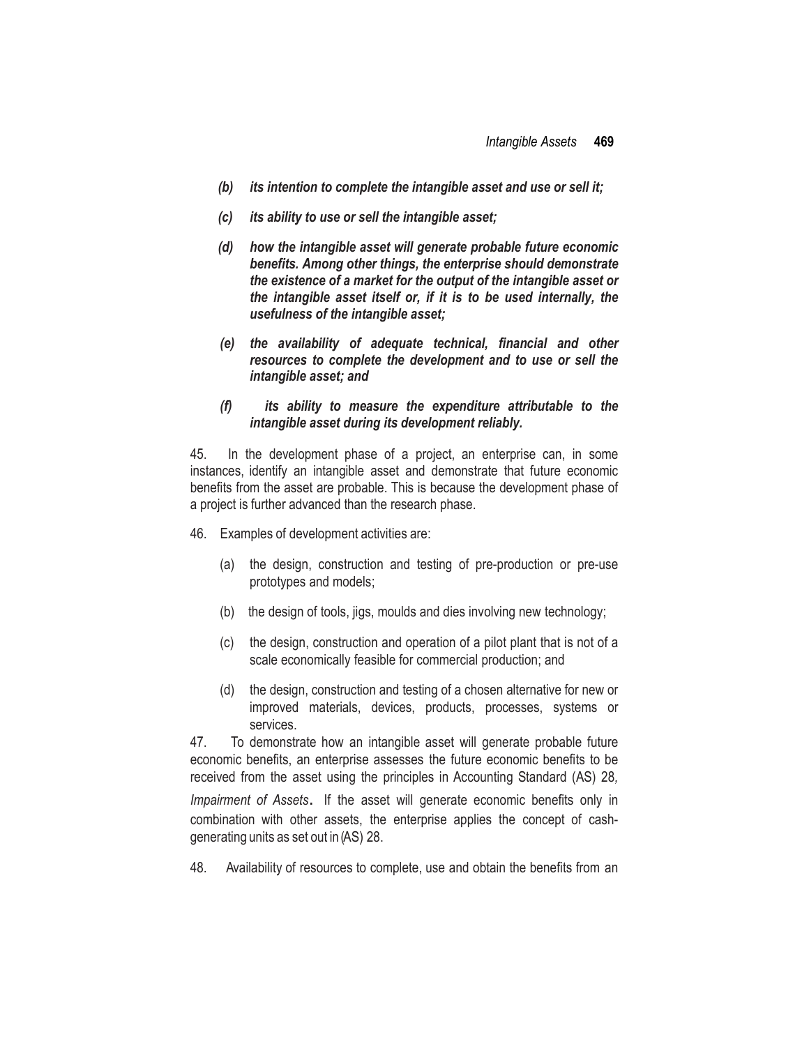*(b) its intention to complete the intangible asset and use or sell it;*

*(c) its ability to use or sell the intangible asset;*

*(d) how the intangible asset will generate probable future economic benefits. Among other things, the enterprise should demonstrate the existence of a market for the output of the intangible asset or the intangible asset itself or, if it is to be used internally, the usefulness of the intangible asset;*

*(e) the availability of adequate technical, financial and other resources to complete the development and to use or sell the intangible asset; and*

*(f) its ability to measure the expenditure attributable to the intangible asset during its development reliably.*

45. In the development phase of a project, an enterprise can, in some instances, identify an intangible asset and demonstrate that future economic benefits from the asset are probable. This is because the development phase of a project is further advanced than the research phase.

46. Examples of development activities are:

(a) the design, construction and testing of pre-production or pre-use prototypes and models;

(b) the design of tools, jigs, moulds and dies involving new technology;

(c) the design, construction and operation of a pilot plant that is not of a scale economically feasible for commercial production; and

(d) the design, construction and testing of a chosen alternative for new or improved materials, devices, products, processes, systems or services.

47. To demonstrate how an intangible asset will generate probable future economic benefits, an enterprise assesses the future economic benefits to be received from the asset using the principles in Accounting Standard (AS) 28, *Impairment of Assets*. If the asset will generate economic benefits only in combination with other assets, the enterprise applies the concept of cash-generating units as set out in (AS) 28.

48. Availability of resources to complete, use and obtain the benefits from an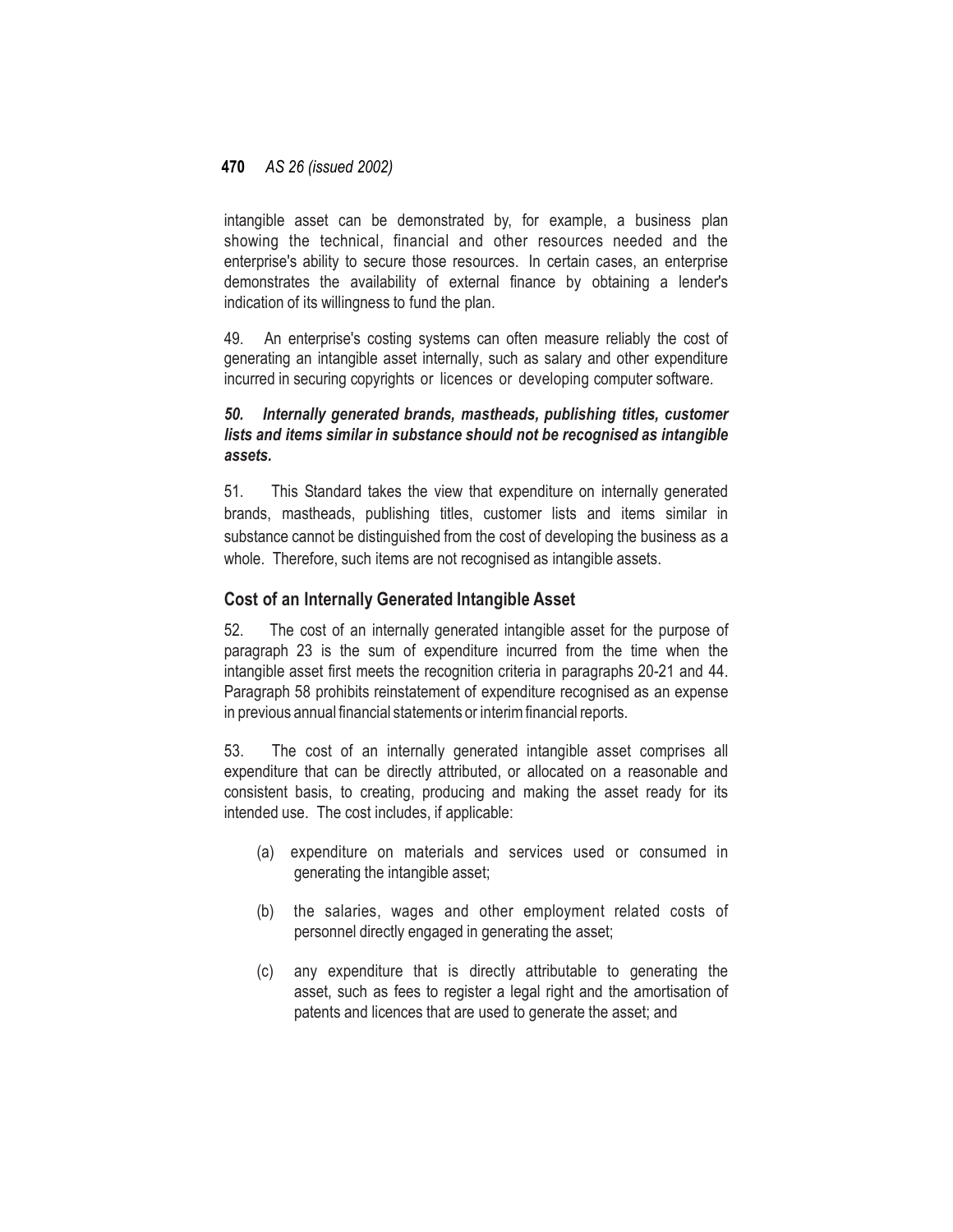intangible asset can be demonstrated by, for example, a business plan showing the technical, financial and other resources needed and the enterprise's ability to secure those resources. In certain cases, an enterprise demonstrates the availability of external finance by obtaining a lender's indication of its willingness to fund the plan.

49. An enterprise's costing systems can often measure reliably the cost of generating an intangible asset internally, such as salary and other expenditure incurred in securing copyrights or licences or developing computer software.

***50. Internally generated brands, mastheads, publishing titles, customer lists and items similar in substance should not be recognised as intangible assets.***

51. This Standard takes the view that expenditure on internally generated brands, mastheads, publishing titles, customer lists and items similar in substance cannot be distinguished from the cost of developing the business as a whole. Therefore, such items are not recognised as intangible assets.

### Cost of an Internally Generated Intangible Asset

52. The cost of an internally generated intangible asset for the purpose of paragraph 23 is the sum of expenditure incurred from the time when the intangible asset first meets the recognition criteria in paragraphs 20-21 and 44. Paragraph 58 prohibits reinstatement of expenditure recognised as an expense in previous annual financial statements or interim financial reports.

53. The cost of an internally generated intangible asset comprises all expenditure that can be directly attributed, or allocated on a reasonable and consistent basis, to creating, producing and making the asset ready for its intended use. The cost includes, if applicable:

(a) expenditure on materials and services used or consumed in generating the intangible asset;

(b) the salaries, wages and other employment related costs of personnel directly engaged in generating the asset;

(c) any expenditure that is directly attributable to generating the asset, such as fees to register a legal right and the amortisation of patents and licences that are used to generate the asset; and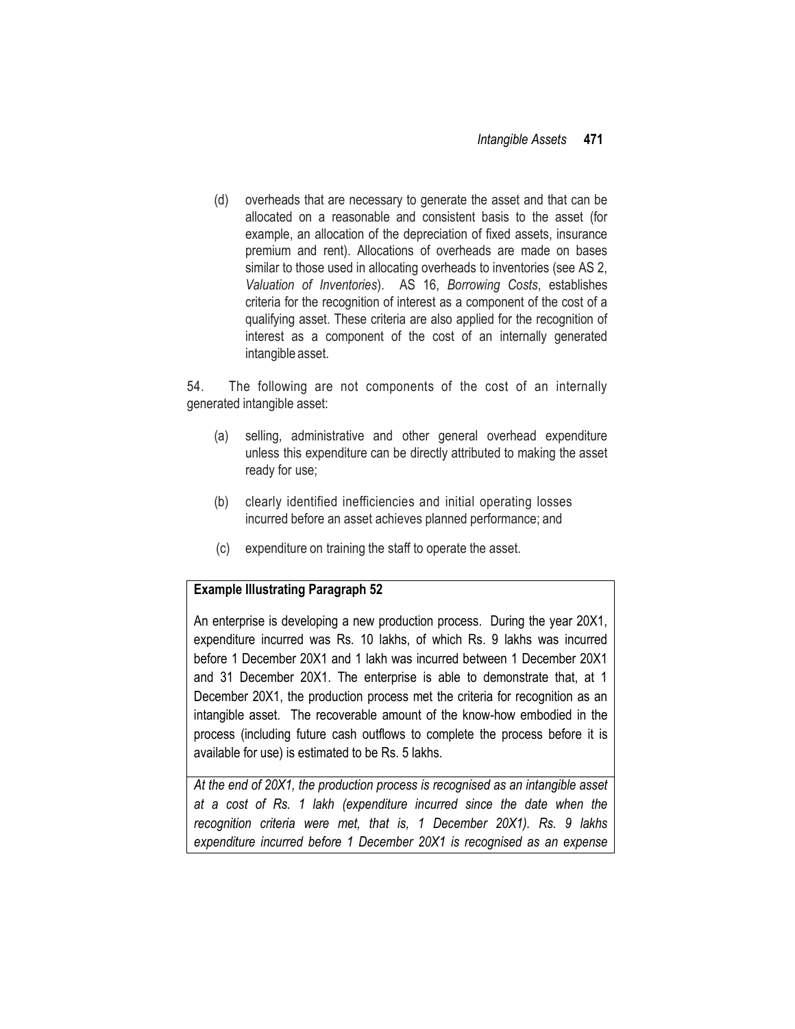(d) overheads that are necessary to generate the asset and that can be allocated on a reasonable and consistent basis to the asset (for example, an allocation of the depreciation of fixed assets, insurance premium and rent). Allocations of overheads are made on bases similar to those used in allocating overheads to inventories (see AS 2, *Valuation of Inventories*). AS 16, *Borrowing Costs*, establishes criteria for the recognition of interest as a component of the cost of a qualifying asset. These criteria are also applied for the recognition of interest as a component of the cost of an internally generated intangible asset.

54. The following are not components of the cost of an internally generated intangible asset:

(a) selling, administrative and other general overhead expenditure unless this expenditure can be directly attributed to making the asset ready for use;

(b) clearly identified inefficiencies and initial operating losses incurred before an asset achieves planned performance; and

(c) expenditure on training the staff to operate the asset.

**Example Illustrating Paragraph 52**

An enterprise is developing a new production process. During the year 20X1, expenditure incurred was Rs. 10 lakhs, of which Rs. 9 lakhs was incurred before 1 December 20X1 and 1 lakh was incurred between 1 December 20X1 and 31 December 20X1. The enterprise is able to demonstrate that, at 1 December 20X1, the production process met the criteria for recognition as an intangible asset. The recoverable amount of the know-how embodied in the process (including future cash outflows to complete the process before it is available for use) is estimated to be Rs. 5 lakhs.

*At the end of 20X1, the production process is recognised as an intangible asset at a cost of Rs. 1 lakh (expenditure incurred since the date when the recognition criteria were met, that is, 1 December 20X1). Rs. 9 lakhs expenditure incurred before 1 December 20X1 is recognised as an expense*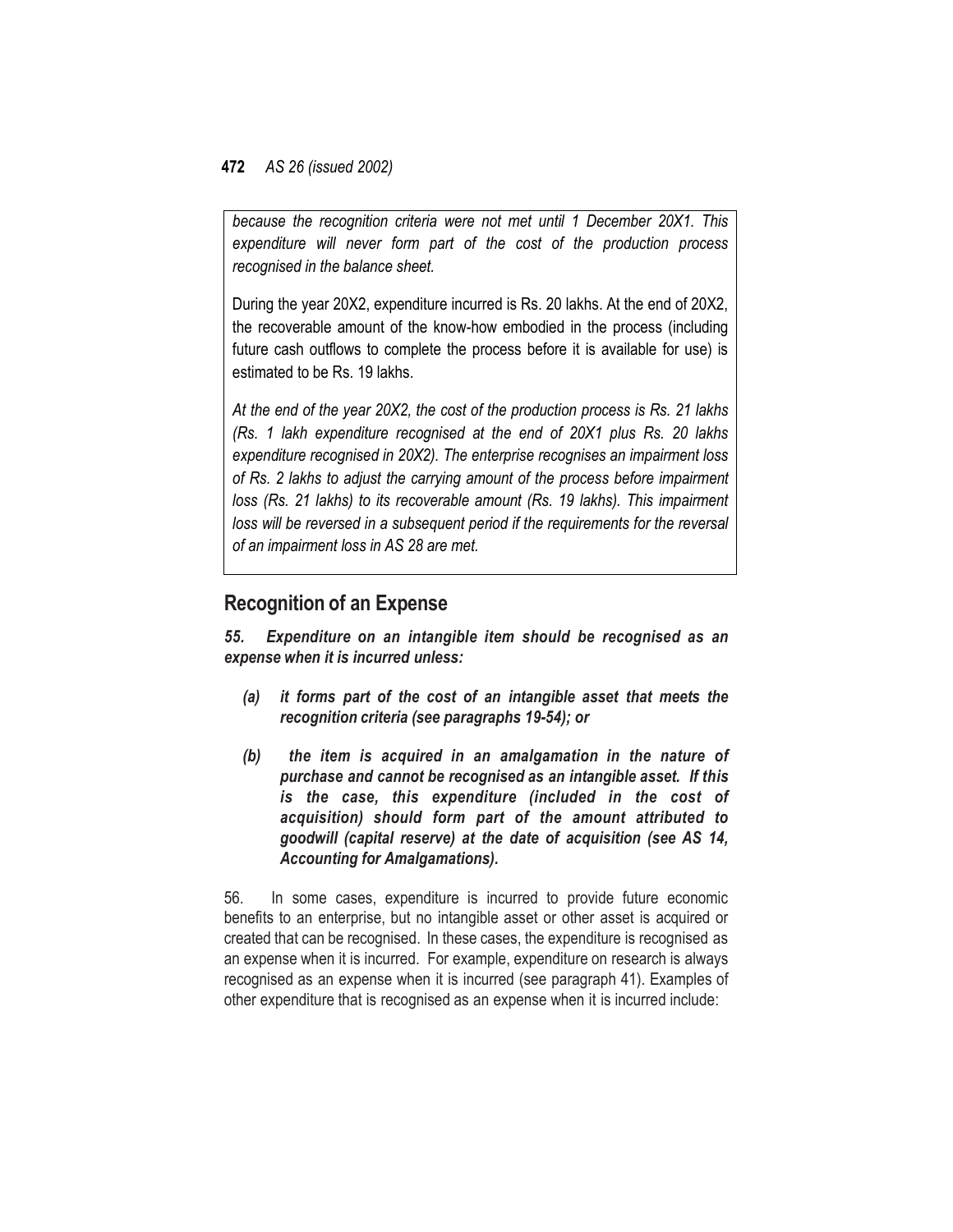*because the recognition criteria were not met until 1 December 20X1. This expenditure will never form part of the cost of the production process recognised in the balance sheet.*

During the year 20X2, expenditure incurred is Rs. 20 lakhs. At the end of 20X2, the recoverable amount of the know-how embodied in the process (including future cash outflows to complete the process before it is available for use) is estimated to be Rs. 19 lakhs.

*At the end of the year 20X2, the cost of the production process is Rs. 21 lakhs (Rs. 1 lakh expenditure recognised at the end of 20X1 plus Rs. 20 lakhs expenditure recognised in 20X2). The enterprise recognises an impairment loss of Rs. 2 lakhs to adjust the carrying amount of the process before impairment loss (Rs. 21 lakhs) to its recoverable amount (Rs. 19 lakhs). This impairment loss will be reversed in a subsequent period if the requirements for the reversal of an impairment loss in AS 28 are met.*

## Recognition of an Expense

***55. Expenditure on an intangible item should be recognised as an expense when it is incurred unless:***

- ***(a) it forms part of the cost of an intangible asset that meets the recognition criteria (see paragraphs 19-54); or***
- ***(b) the item is acquired in an amalgamation in the nature of purchase and cannot be recognised as an intangible asset. If this is the case, this expenditure (included in the cost of acquisition) should form part of the amount attributed to goodwill (capital reserve) at the date of acquisition (see AS 14, Accounting for Amalgamations).***

56. In some cases, expenditure is incurred to provide future economic benefits to an enterprise, but no intangible asset or other asset is acquired or created that can be recognised. In these cases, the expenditure is recognised as an expense when it is incurred. For example, expenditure on research is always recognised as an expense when it is incurred (see paragraph 41). Examples of other expenditure that is recognised as an expense when it is incurred include: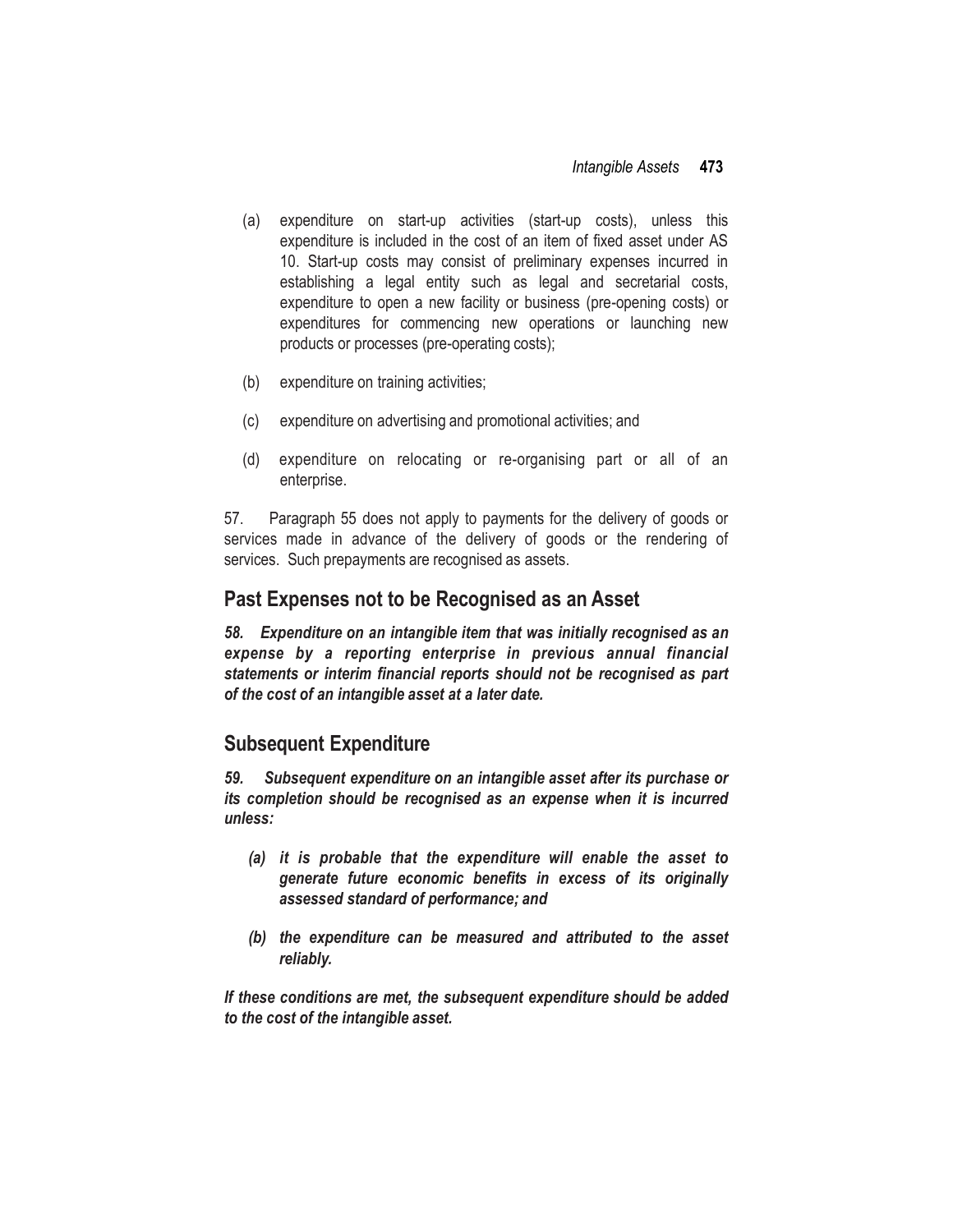(a) expenditure on start-up activities (start-up costs), unless this expenditure is included in the cost of an item of fixed asset under AS 10. Start-up costs may consist of preliminary expenses incurred in establishing a legal entity such as legal and secretarial costs, expenditure to open a new facility or business (pre-opening costs) or expenditures for commencing new operations or launching new products or processes (pre-operating costs);

(b) expenditure on training activities;

(c) expenditure on advertising and promotional activities; and

(d) expenditure on relocating or re-organising part or all of an enterprise.

57. Paragraph 55 does not apply to payments for the delivery of goods or services made in advance of the delivery of goods or the rendering of services. Such prepayments are recognised as assets.

## Past Expenses not to be Recognised as an Asset

***58. Expenditure on an intangible item that was initially recognised as an expense by a reporting enterprise in previous annual financial statements or interim financial reports should not be recognised as part of the cost of an intangible asset at a later date.***

## Subsequent Expenditure

***59. Subsequent expenditure on an intangible asset after its purchase or its completion should be recognised as an expense when it is incurred unless:***

***(a) it is probable that the expenditure will enable the asset to generate future economic benefits in excess of its originally assessed standard of performance; and***

***(b) the expenditure can be measured and attributed to the asset reliably.***

***If these conditions are met, the subsequent expenditure should be added to the cost of the intangible asset.***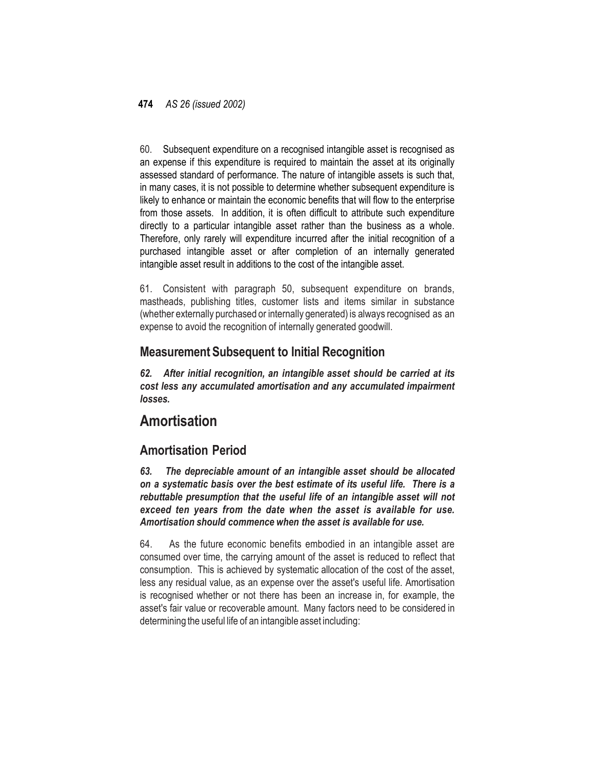60. Subsequent expenditure on a recognised intangible asset is recognised as an expense if this expenditure is required to maintain the asset at its originally assessed standard of performance. The nature of intangible assets is such that, in many cases, it is not possible to determine whether subsequent expenditure is likely to enhance or maintain the economic benefits that will flow to the enterprise from those assets. In addition, it is often difficult to attribute such expenditure directly to a particular intangible asset rather than the business as a whole. Therefore, only rarely will expenditure incurred after the initial recognition of a purchased intangible asset or after completion of an internally generated intangible asset result in additions to the cost of the intangible asset.

61. Consistent with paragraph 50, subsequent expenditure on brands, mastheads, publishing titles, customer lists and items similar in substance (whether externally purchased or internally generated) is always recognised as an expense to avoid the recognition of internally generated goodwill.

## Measurement Subsequent to Initial Recognition

***62. After initial recognition, an intangible asset should be carried at its cost less any accumulated amortisation and any accumulated impairment losses.***

# Amortisation

## Amortisation Period

***63. The depreciable amount of an intangible asset should be allocated on a systematic basis over the best estimate of its useful life. There is a rebuttable presumption that the useful life of an intangible asset will not exceed ten years from the date when the asset is available for use. Amortisation should commence when the asset is available for use.***

64. As the future economic benefits embodied in an intangible asset are consumed over time, the carrying amount of the asset is reduced to reflect that consumption. This is achieved by systematic allocation of the cost of the asset, less any residual value, as an expense over the asset's useful life. Amortisation is recognised whether or not there has been an increase in, for example, the asset's fair value or recoverable amount. Many factors need to be considered in determining the useful life of an intangible asset including: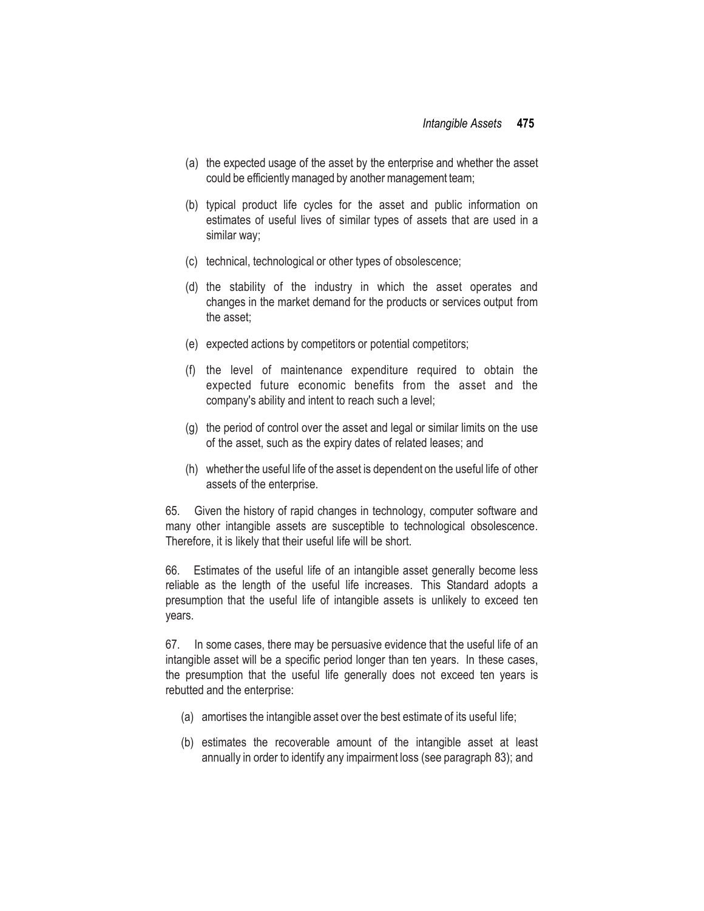(a) the expected usage of the asset by the enterprise and whether the asset could be efficiently managed by another management team;

(b) typical product life cycles for the asset and public information on estimates of useful lives of similar types of assets that are used in a similar way;

(c) technical, technological or other types of obsolescence;

(d) the stability of the industry in which the asset operates and changes in the market demand for the products or services output from the asset;

(e) expected actions by competitors or potential competitors;

(f) the level of maintenance expenditure required to obtain the expected future economic benefits from the asset and the company's ability and intent to reach such a level;

(g) the period of control over the asset and legal or similar limits on the use of the asset, such as the expiry dates of related leases; and

(h) whether the useful life of the asset is dependent on the useful life of other assets of the enterprise.

65. Given the history of rapid changes in technology, computer software and many other intangible assets are susceptible to technological obsolescence. Therefore, it is likely that their useful life will be short.

66. Estimates of the useful life of an intangible asset generally become less reliable as the length of the useful life increases. This Standard adopts a presumption that the useful life of intangible assets is unlikely to exceed ten years.

67. In some cases, there may be persuasive evidence that the useful life of an intangible asset will be a specific period longer than ten years. In these cases, the presumption that the useful life generally does not exceed ten years is rebutted and the enterprise:

(a) amortises the intangible asset over the best estimate of its useful life;

(b) estimates the recoverable amount of the intangible asset at least annually in order to identify any impairment loss (see paragraph 83); and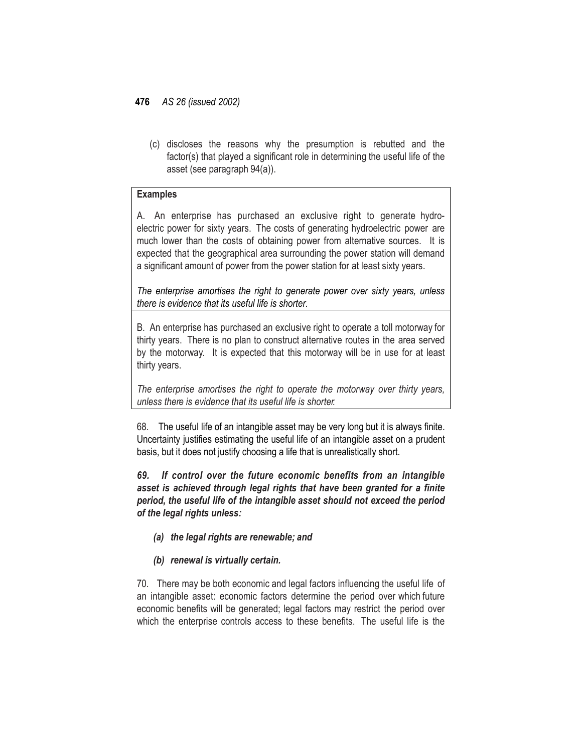(c) discloses the reasons why the presumption is rebutted and the factor(s) that played a significant role in determining the useful life of the asset (see paragraph 94(a)).

**Examples**

A. An enterprise has purchased an exclusive right to generate hydro-electric power for sixty years. The costs of generating hydroelectric power are much lower than the costs of obtaining power from alternative sources. It is expected that the geographical area surrounding the power station will demand a significant amount of power from the power station for at least sixty years.

*The enterprise amortises the right to generate power over sixty years, unless there is evidence that its useful life is shorter.*

B. An enterprise has purchased an exclusive right to operate a toll motorway for thirty years. There is no plan to construct alternative routes in the area served by the motorway. It is expected that this motorway will be in use for at least thirty years.

*The enterprise amortises the right to operate the motorway over thirty years, unless there is evidence that its useful life is shorter.*

68. The useful life of an intangible asset may be very long but it is always finite. Uncertainty justifies estimating the useful life of an intangible asset on a prudent basis, but it does not justify choosing a life that is unrealistically short.

***69. If control over the future economic benefits from an intangible asset is achieved through legal rights that have been granted for a finite period, the useful life of the intangible asset should not exceed the period of the legal rights unless:***

***(a) the legal rights are renewable; and***

***(b) renewal is virtually certain.***

70. There may be both economic and legal factors influencing the useful life of an intangible asset: economic factors determine the period over which future economic benefits will be generated; legal factors may restrict the period over which the enterprise controls access to these benefits. The useful life is the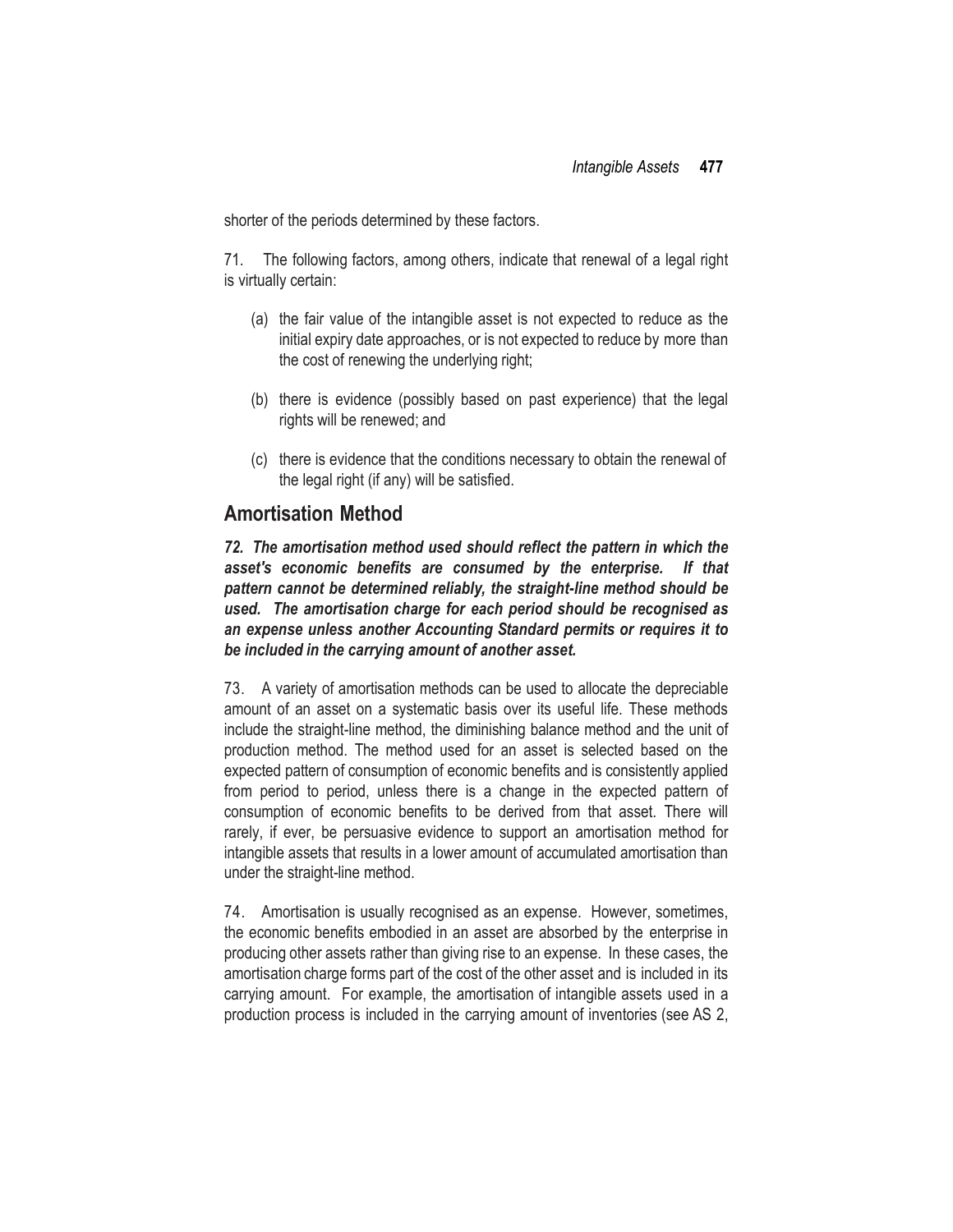shorter of the periods determined by these factors.

71. The following factors, among others, indicate that renewal of a legal right is virtually certain:

(a) the fair value of the intangible asset is not expected to reduce as the initial expiry date approaches, or is not expected to reduce by more than the cost of renewing the underlying right;

(b) there is evidence (possibly based on past experience) that the legal rights will be renewed; and

(c) there is evidence that the conditions necessary to obtain the renewal of the legal right (if any) will be satisfied.

## Amortisation Method

***72. The amortisation method used should reflect the pattern in which the asset's economic benefits are consumed by the enterprise. If that pattern cannot be determined reliably, the straight-line method should be used. The amortisation charge for each period should be recognised as an expense unless another Accounting Standard permits or requires it to be included in the carrying amount of another asset.***

73. A variety of amortisation methods can be used to allocate the depreciable amount of an asset on a systematic basis over its useful life. These methods include the straight-line method, the diminishing balance method and the unit of production method. The method used for an asset is selected based on the expected pattern of consumption of economic benefits and is consistently applied from period to period, unless there is a change in the expected pattern of consumption of economic benefits to be derived from that asset. There will rarely, if ever, be persuasive evidence to support an amortisation method for intangible assets that results in a lower amount of accumulated amortisation than under the straight-line method.

74. Amortisation is usually recognised as an expense. However, sometimes, the economic benefits embodied in an asset are absorbed by the enterprise in producing other assets rather than giving rise to an expense. In these cases, the amortisation charge forms part of the cost of the other asset and is included in its carrying amount. For example, the amortisation of intangible assets used in a production process is included in the carrying amount of inventories (see AS 2,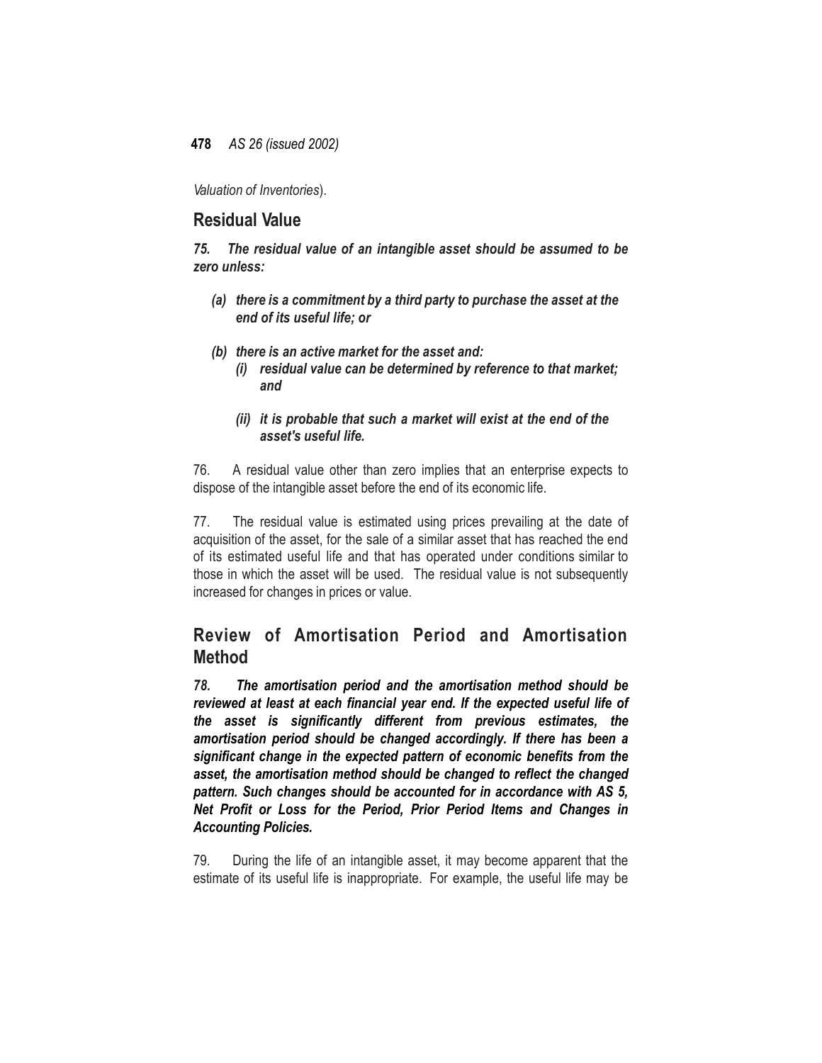*Valuation of Inventories*).

## Residual Value

***75. The residual value of an intangible asset should be assumed to be zero unless:***

- ***(a) there is a commitment by a third party to purchase the asset at the end of its useful life; or***
- ***(b) there is an active market for the asset and:***
  - ***(i) residual value can be determined by reference to that market; and***
  - ***(ii) it is probable that such a market will exist at the end of the asset's useful life.***

76. A residual value other than zero implies that an enterprise expects to dispose of the intangible asset before the end of its economic life.

77. The residual value is estimated using prices prevailing at the date of acquisition of the asset, for the sale of a similar asset that has reached the end of its estimated useful life and that has operated under conditions similar to those in which the asset will be used. The residual value is not subsequently increased for changes in prices or value.

## Review of Amortisation Period and Amortisation Method

***78. The amortisation period and the amortisation method should be reviewed at least at each financial year end. If the expected useful life of the asset is significantly different from previous estimates, the amortisation period should be changed accordingly. If there has been a significant change in the expected pattern of economic benefits from the asset, the amortisation method should be changed to reflect the changed pattern. Such changes should be accounted for in accordance with AS 5, Net Profit or Loss for the Period, Prior Period Items and Changes in Accounting Policies.***

79. During the life of an intangible asset, it may become apparent that the estimate of its useful life is inappropriate. For example, the useful life may be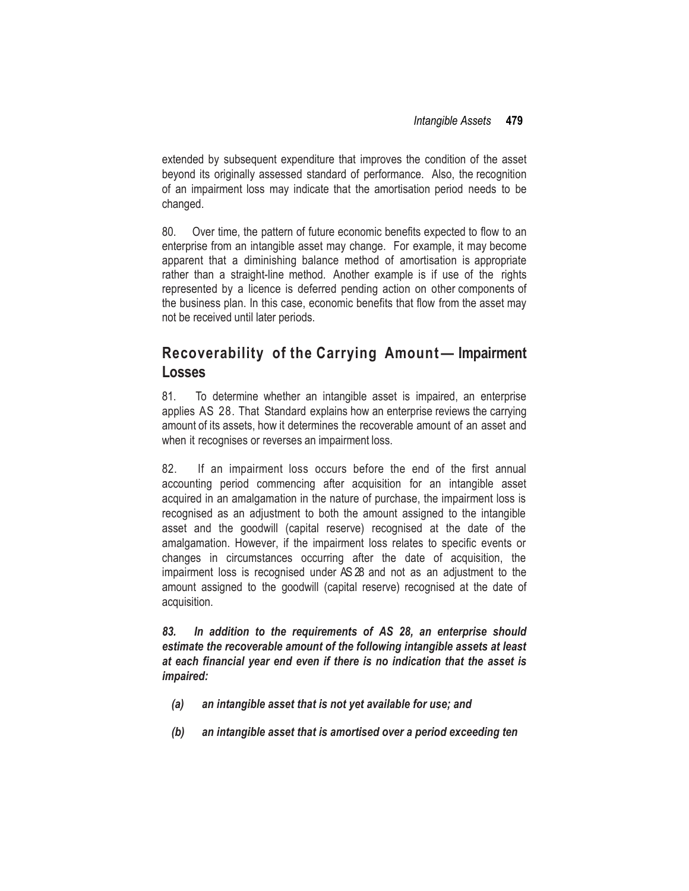extended by subsequent expenditure that improves the condition of the asset beyond its originally assessed standard of performance. Also, the recognition of an impairment loss may indicate that the amortisation period needs to be changed.

80. Over time, the pattern of future economic benefits expected to flow to an enterprise from an intangible asset may change. For example, it may become apparent that a diminishing balance method of amortisation is appropriate rather than a straight-line method. Another example is if use of the rights represented by a licence is deferred pending action on other components of the business plan. In this case, economic benefits that flow from the asset may not be received until later periods.

## Recoverability of the Carrying Amount — Impairment Losses

81. To determine whether an intangible asset is impaired, an enterprise applies AS 28. That Standard explains how an enterprise reviews the carrying amount of its assets, how it determines the recoverable amount of an asset and when it recognises or reverses an impairment loss.

82. If an impairment loss occurs before the end of the first annual accounting period commencing after acquisition for an intangible asset acquired in an amalgamation in the nature of purchase, the impairment loss is recognised as an adjustment to both the amount assigned to the intangible asset and the goodwill (capital reserve) recognised at the date of the amalgamation. However, if the impairment loss relates to specific events or changes in circumstances occurring after the date of acquisition, the impairment loss is recognised under AS 28 and not as an adjustment to the amount assigned to the goodwill (capital reserve) recognised at the date of acquisition.

***83. In addition to the requirements of AS 28, an enterprise should estimate the recoverable amount of the following intangible assets at least at each financial year end even if there is no indication that the asset is impaired:***

***(a) an intangible asset that is not yet available for use; and***

***(b) an intangible asset that is amortised over a period exceeding ten***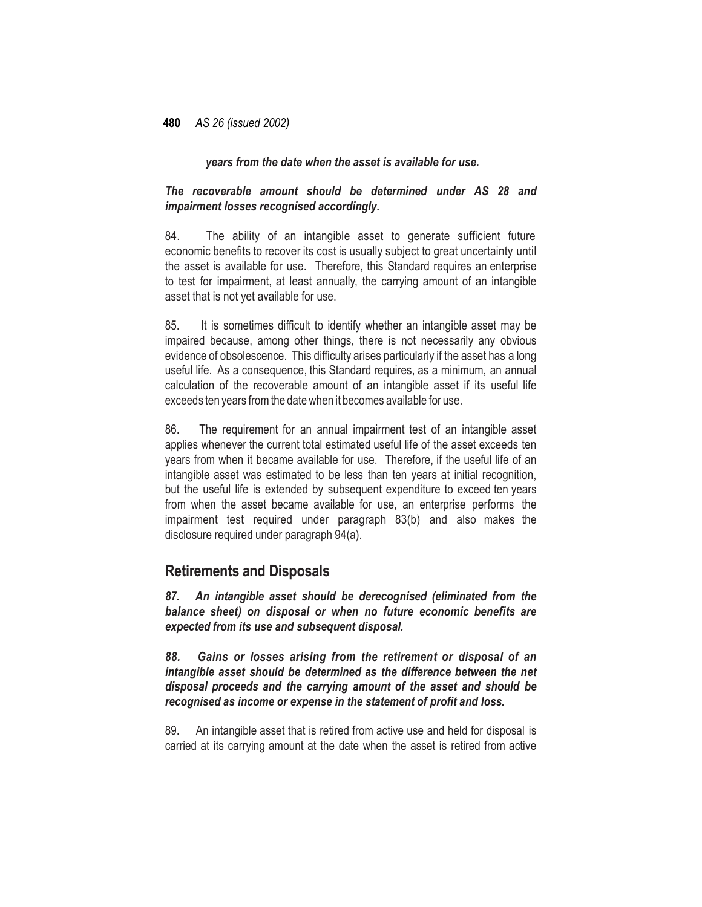***years from the date when the asset is available for use.***

***The recoverable amount should be determined under AS 28 and impairment losses recognised accordingly.***

84. The ability of an intangible asset to generate sufficient future economic benefits to recover its cost is usually subject to great uncertainty until the asset is available for use. Therefore, this Standard requires an enterprise to test for impairment, at least annually, the carrying amount of an intangible asset that is not yet available for use.

85. It is sometimes difficult to identify whether an intangible asset may be impaired because, among other things, there is not necessarily any obvious evidence of obsolescence. This difficulty arises particularly if the asset has a long useful life. As a consequence, this Standard requires, as a minimum, an annual calculation of the recoverable amount of an intangible asset if its useful life exceeds ten years from the date when it becomes available for use.

86. The requirement for an annual impairment test of an intangible asset applies whenever the current total estimated useful life of the asset exceeds ten years from when it became available for use. Therefore, if the useful life of an intangible asset was estimated to be less than ten years at initial recognition, but the useful life is extended by subsequent expenditure to exceed ten years from when the asset became available for use, an enterprise performs the impairment test required under paragraph 83(b) and also makes the disclosure required under paragraph 94(a).

## Retirements and Disposals

***87. An intangible asset should be derecognised (eliminated from the balance sheet) on disposal or when no future economic benefits are expected from its use and subsequent disposal.***

***88. Gains or losses arising from the retirement or disposal of an intangible asset should be determined as the difference between the net disposal proceeds and the carrying amount of the asset and should be recognised as income or expense in the statement of profit and loss.***

89. An intangible asset that is retired from active use and held for disposal is carried at its carrying amount at the date when the asset is retired from active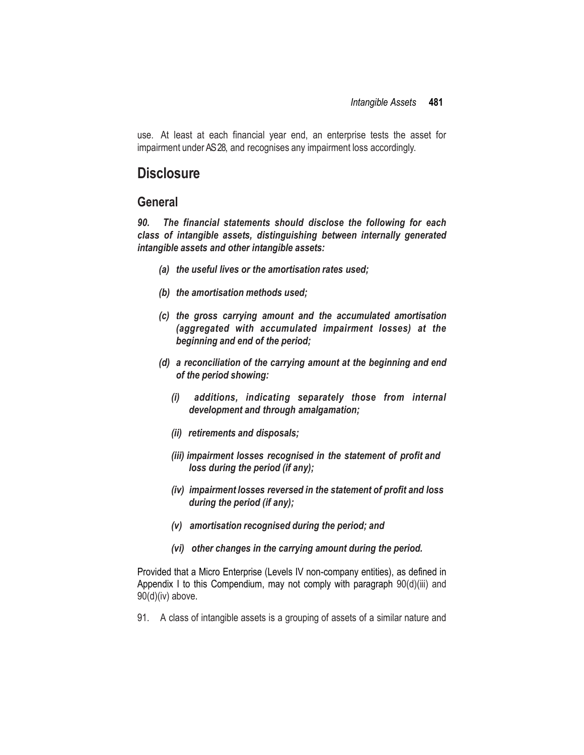use. At least at each financial year end, an enterprise tests the asset for impairment under AS 28, and recognises any impairment loss accordingly.

# Disclosure

## General

***90. The financial statements should disclose the following for each class of intangible assets, distinguishing between internally generated intangible assets and other intangible assets:***

- ***(a) the useful lives or the amortisation rates used;***
- ***(b) the amortisation methods used;***
- ***(c) the gross carrying amount and the accumulated amortisation (aggregated with accumulated impairment losses) at the beginning and end of the period;***
- ***(d) a reconciliation of the carrying amount at the beginning and end of the period showing:***
  - ***(i) additions, indicating separately those from internal development and through amalgamation;***
  - ***(ii) retirements and disposals;***
  - ***(iii) impairment losses recognised in the statement of profit and loss during the period (if any);***
  - ***(iv) impairment losses reversed in the statement of profit and loss during the period (if any);***
  - ***(v) amortisation recognised during the period; and***
  - ***(vi) other changes in the carrying amount during the period.***

Provided that a Micro Enterprise (Levels IV non-company entities), as defined in Appendix I to this Compendium, may not comply with paragraph 90(d)(iii) and 90(d)(iv) above.

91. A class of intangible assets is a grouping of assets of a similar nature and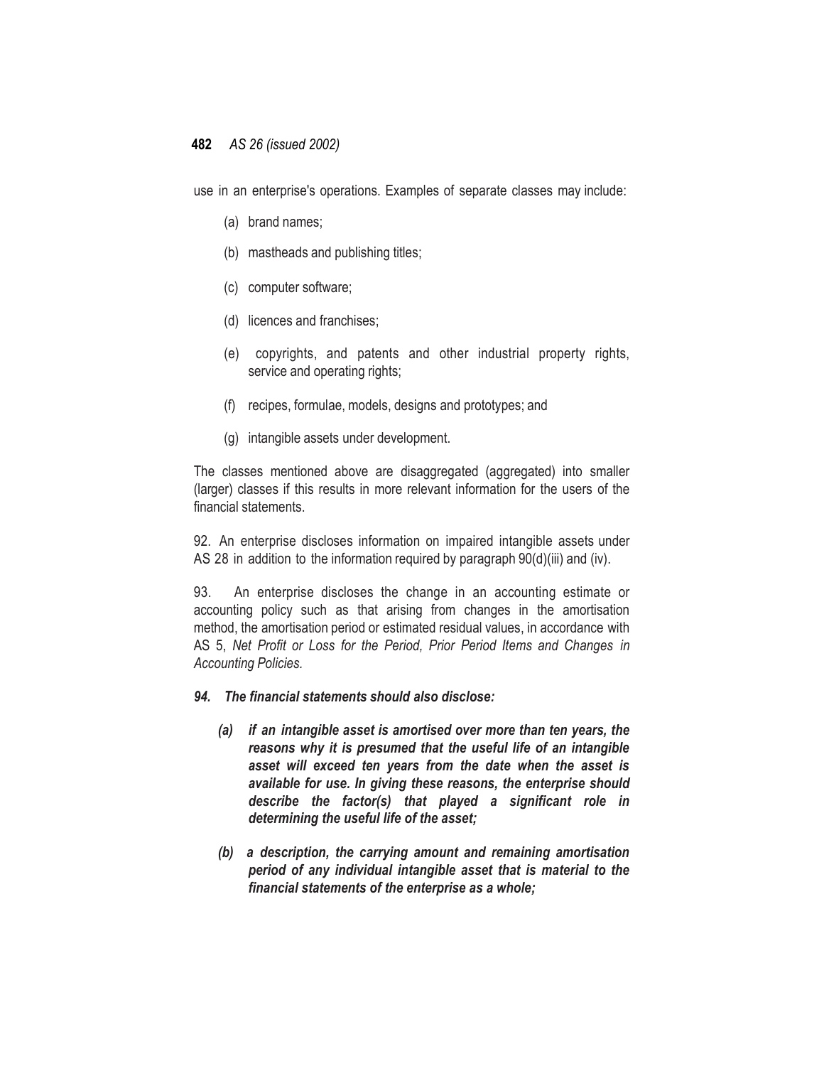use in an enterprise's operations. Examples of separate classes may include:

(a) brand names;

(b) mastheads and publishing titles;

(c) computer software;

(d) licences and franchises;

(e) copyrights, and patents and other industrial property rights, service and operating rights;

(f) recipes, formulae, models, designs and prototypes; and

(g) intangible assets under development.

The classes mentioned above are disaggregated (aggregated) into smaller (larger) classes if this results in more relevant information for the users of the financial statements.

92. An enterprise discloses information on impaired intangible assets under AS 28 in addition to the information required by paragraph 90(d)(iii) and (iv).

93. An enterprise discloses the change in an accounting estimate or accounting policy such as that arising from changes in the amortisation method, the amortisation period or estimated residual values, in accordance with AS 5, *Net Profit or Loss for the Period, Prior Period Items and Changes in Accounting Policies.*

***94. The financial statements should also disclose:***

***(a) if an intangible asset is amortised over more than ten years, the reasons why it is presumed that the useful life of an intangible asset will exceed ten years from the date when the asset is available for use. In giving these reasons, the enterprise should describe the factor(s) that played a significant role in determining the useful life of the asset;***

***(b) a description, the carrying amount and remaining amortisation period of any individual intangible asset that is material to the financial statements of the enterprise as a whole;***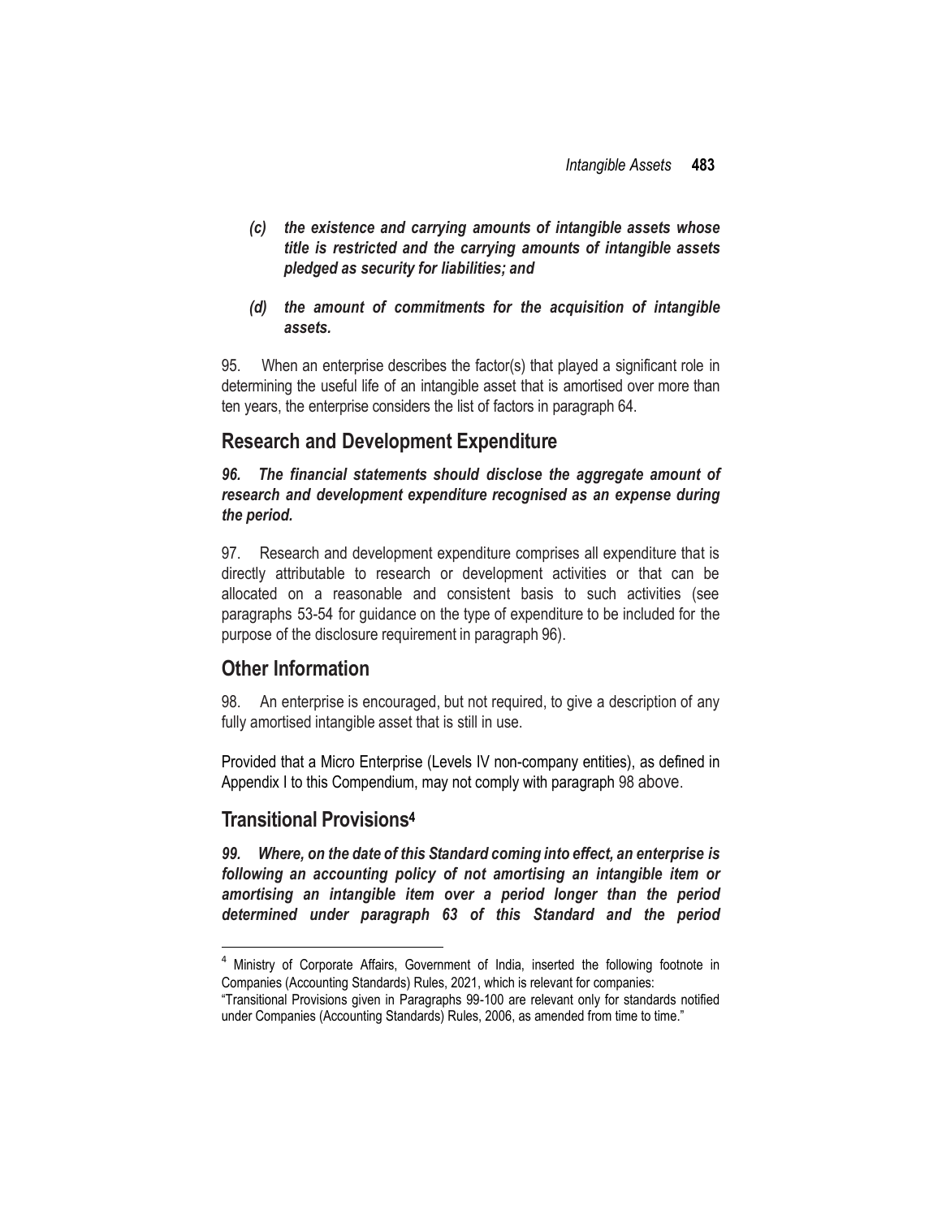*(c) the existence and carrying amounts of intangible assets whose title is restricted and the carrying amounts of intangible assets pledged as security for liabilities; and*

*(d) the amount of commitments for the acquisition of intangible assets.*

95. When an enterprise describes the factor(s) that played a significant role in determining the useful life of an intangible asset that is amortised over more than ten years, the enterprise considers the list of factors in paragraph 64.

## Research and Development Expenditure

***96. The financial statements should disclose the aggregate amount of research and development expenditure recognised as an expense during the period.***

97. Research and development expenditure comprises all expenditure that is directly attributable to research or development activities or that can be allocated on a reasonable and consistent basis to such activities (see paragraphs 53-54 for guidance on the type of expenditure to be included for the purpose of the disclosure requirement in paragraph 96).

## Other Information

98. An enterprise is encouraged, but not required, to give a description of any fully amortised intangible asset that is still in use.

Provided that a Micro Enterprise (Levels IV non-company entities), as defined in Appendix I to this Compendium, may not comply with paragraph 98 above.

## Transitional Provisions[4]

***99. Where, on the date of this Standard coming into effect, an enterprise is following an accounting policy of not amortising an intangible item or amortising an intangible item over a period longer than the period determined under paragraph 63 of this Standard and the period***

---

[4] Ministry of Corporate Affairs, Government of India, inserted the following footnote in Companies (Accounting Standards) Rules, 2021, which is relevant for companies:
"Transitional Provisions given in Paragraphs 99-100 are relevant only for standards notified under Companies (Accounting Standards) Rules, 2006, as amended from time to time."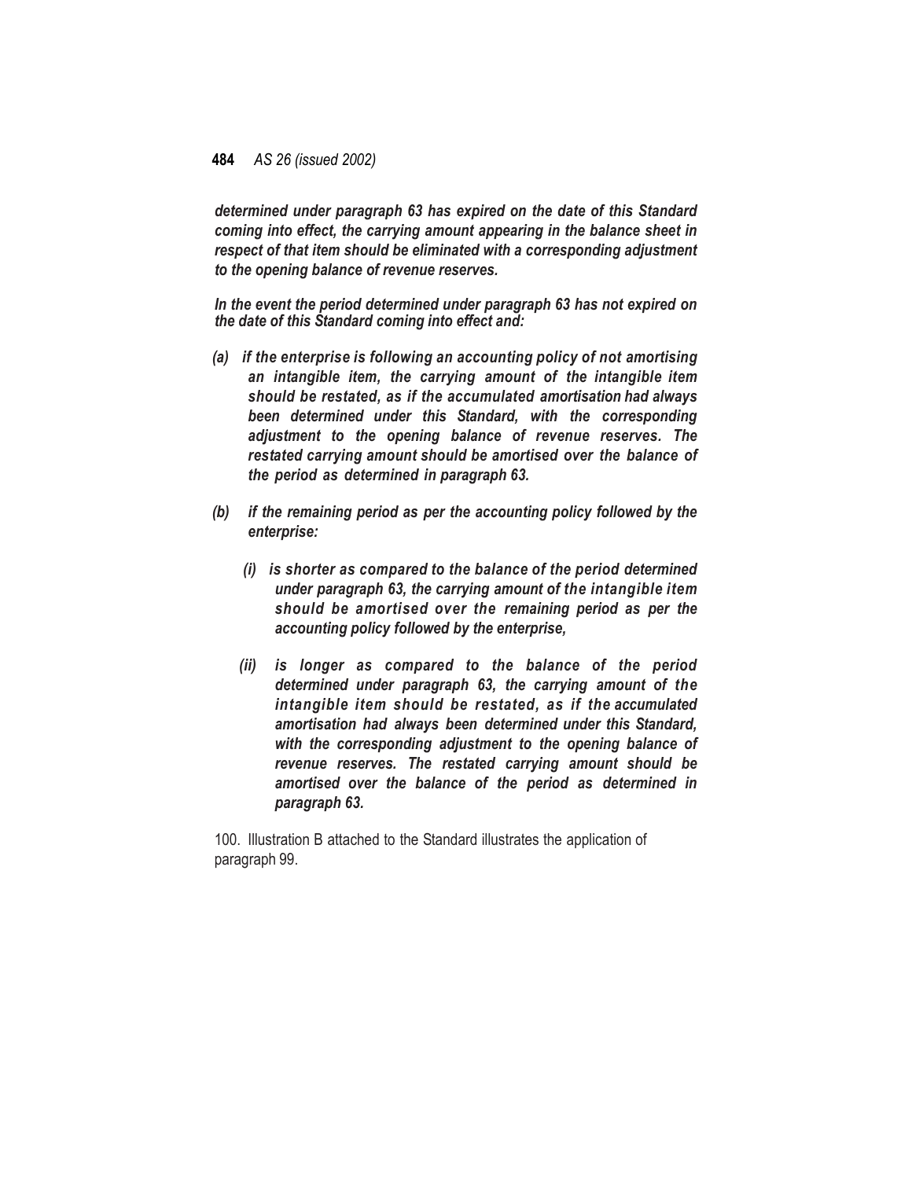***determined under paragraph 63 has expired on the date of this Standard coming into effect, the carrying amount appearing in the balance sheet in respect of that item should be eliminated with a corresponding adjustment to the opening balance of revenue reserves.***

***In the event the period determined under paragraph 63 has not expired on the date of this Standard coming into effect and:***

***(a) if the enterprise is following an accounting policy of not amortising an intangible item, the carrying amount of the intangible item should be restated, as if the accumulated amortisation had always been determined under this Standard, with the corresponding adjustment to the opening balance of revenue reserves. The restated carrying amount should be amortised over the balance of the period as determined in paragraph 63.***

***(b) if the remaining period as per the accounting policy followed by the enterprise:***

***(i) is shorter as compared to the balance of the period determined under paragraph 63, the carrying amount of the intangible item should be amortised over the remaining period as per the accounting policy followed by the enterprise,***

***(ii) is longer as compared to the balance of the period determined under paragraph 63, the carrying amount of the intangible item should be restated, as if the accumulated amortisation had always been determined under this Standard, with the corresponding adjustment to the opening balance of revenue reserves. The restated carrying amount should be amortised over the balance of the period as determined in paragraph 63.***

100. Illustration B attached to the Standard illustrates the application of paragraph 99.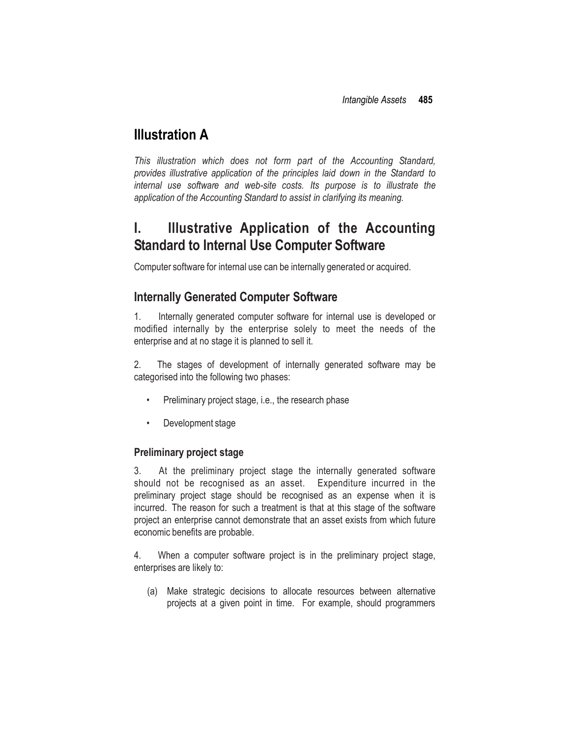# Illustration A

*This illustration which does not form part of the Accounting Standard, provides illustrative application of the principles laid down in the Standard to internal use software and web-site costs. Its purpose is to illustrate the application of the Accounting Standard to assist in clarifying its meaning.*

## I. Illustrative Application of the Accounting Standard to Internal Use Computer Software

Computer software for internal use can be internally generated or acquired.

### Internally Generated Computer Software

1. Internally generated computer software for internal use is developed or modified internally by the enterprise solely to meet the needs of the enterprise and at no stage it is planned to sell it.

2. The stages of development of internally generated software may be categorised into the following two phases:

- Preliminary project stage, i.e., the research phase
- Development stage

#### Preliminary project stage

3. At the preliminary project stage the internally generated software should not be recognised as an asset. Expenditure incurred in the preliminary project stage should be recognised as an expense when it is incurred. The reason for such a treatment is that at this stage of the software project an enterprise cannot demonstrate that an asset exists from which future economic benefits are probable.

4. When a computer software project is in the preliminary project stage, enterprises are likely to:

(a) Make strategic decisions to allocate resources between alternative projects at a given point in time. For example, should programmers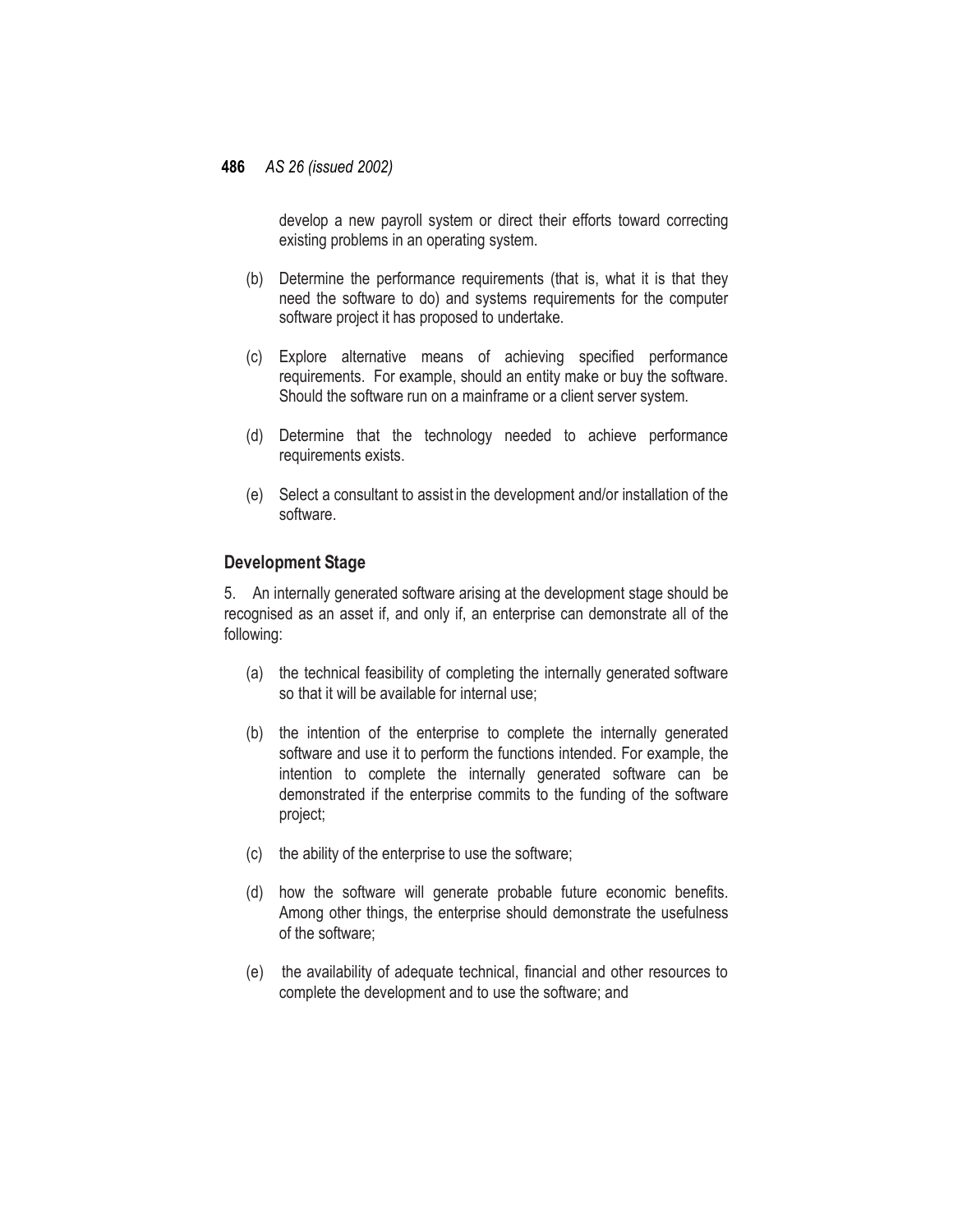develop a new payroll system or direct their efforts toward correcting existing problems in an operating system.

(b) Determine the performance requirements (that is, what it is that they need the software to do) and systems requirements for the computer software project it has proposed to undertake.

(c) Explore alternative means of achieving specified performance requirements. For example, should an entity make or buy the software. Should the software run on a mainframe or a client server system.

(d) Determine that the technology needed to achieve performance requirements exists.

(e) Select a consultant to assist in the development and/or installation of the software.

## Development Stage

5. An internally generated software arising at the development stage should be recognised as an asset if, and only if, an enterprise can demonstrate all of the following:

(a) the technical feasibility of completing the internally generated software so that it will be available for internal use;

(b) the intention of the enterprise to complete the internally generated software and use it to perform the functions intended. For example, the intention to complete the internally generated software can be demonstrated if the enterprise commits to the funding of the software project;

(c) the ability of the enterprise to use the software;

(d) how the software will generate probable future economic benefits. Among other things, the enterprise should demonstrate the usefulness of the software;

(e) the availability of adequate technical, financial and other resources to complete the development and to use the software; and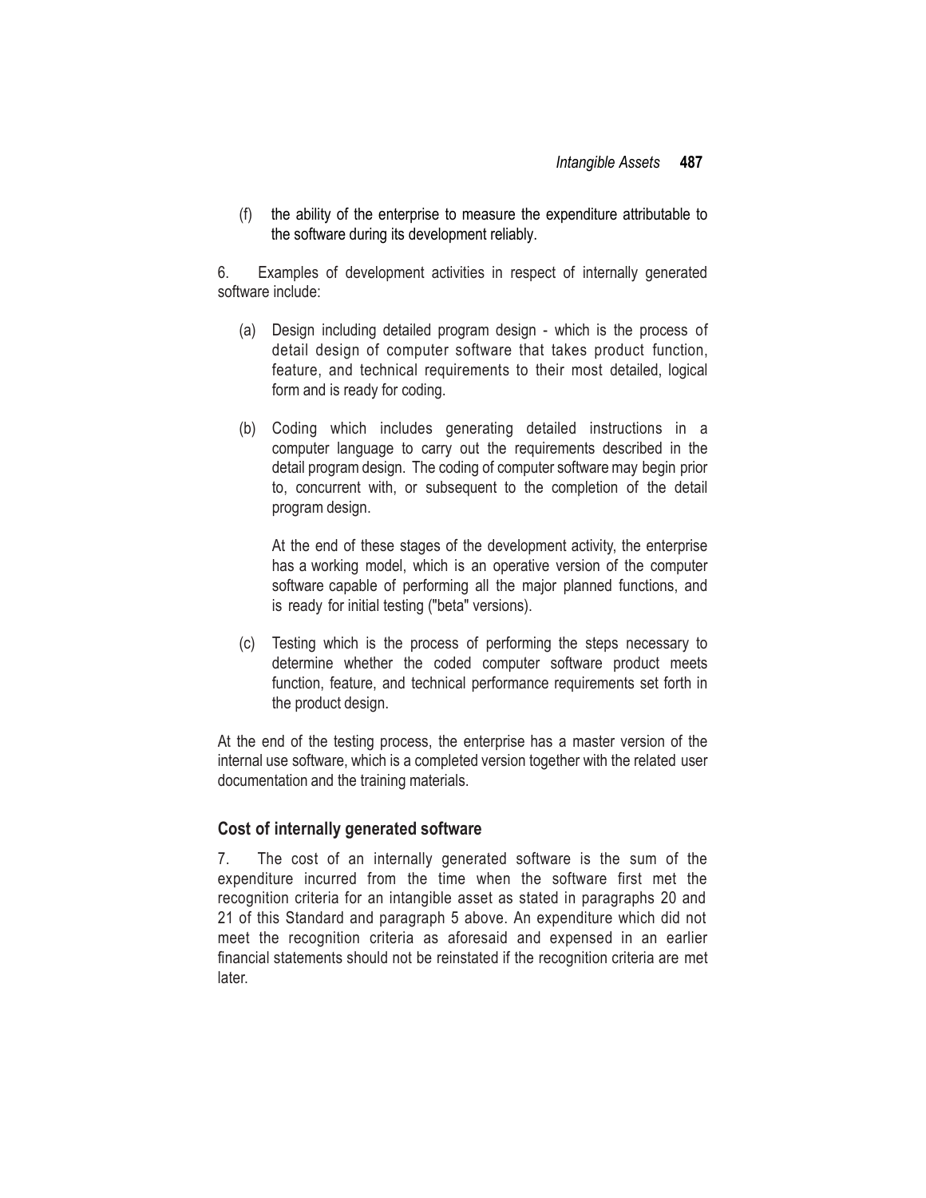(f) the ability of the enterprise to measure the expenditure attributable to the software during its development reliably.

6. Examples of development activities in respect of internally generated software include:

(a) Design including detailed program design - which is the process of detail design of computer software that takes product function, feature, and technical requirements to their most detailed, logical form and is ready for coding.

(b) Coding which includes generating detailed instructions in a computer language to carry out the requirements described in the detail program design. The coding of computer software may begin prior to, concurrent with, or subsequent to the completion of the detail program design.

    At the end of these stages of the development activity, the enterprise has a working model, which is an operative version of the computer software capable of performing all the major planned functions, and is ready for initial testing ("beta" versions).

(c) Testing which is the process of performing the steps necessary to determine whether the coded computer software product meets function, feature, and technical performance requirements set forth in the product design.

At the end of the testing process, the enterprise has a master version of the internal use software, which is a completed version together with the related user documentation and the training materials.

## Cost of internally generated software

7. The cost of an internally generated software is the sum of the expenditure incurred from the time when the software first met the recognition criteria for an intangible asset as stated in paragraphs 20 and 21 of this Standard and paragraph 5 above. An expenditure which did not meet the recognition criteria as aforesaid and expensed in an earlier financial statements should not be reinstated if the recognition criteria are met later.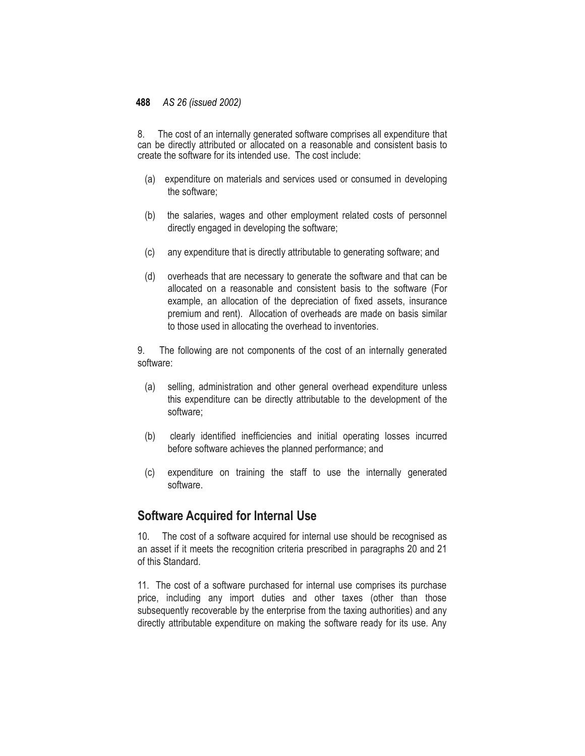8. The cost of an internally generated software comprises all expenditure that can be directly attributed or allocated on a reasonable and consistent basis to create the software for its intended use. The cost include:

(a) expenditure on materials and services used or consumed in developing the software;

(b) the salaries, wages and other employment related costs of personnel directly engaged in developing the software;

(c) any expenditure that is directly attributable to generating software; and

(d) overheads that are necessary to generate the software and that can be allocated on a reasonable and consistent basis to the software (For example, an allocation of the depreciation of fixed assets, insurance premium and rent). Allocation of overheads are made on basis similar to those used in allocating the overhead to inventories.

9. The following are not components of the cost of an internally generated software:

(a) selling, administration and other general overhead expenditure unless this expenditure can be directly attributable to the development of the software;

(b) clearly identified inefficiencies and initial operating losses incurred before software achieves the planned performance; and

(c) expenditure on training the staff to use the internally generated software.

## Software Acquired for Internal Use

10. The cost of a software acquired for internal use should be recognised as an asset if it meets the recognition criteria prescribed in paragraphs 20 and 21 of this Standard.

11. The cost of a software purchased for internal use comprises its purchase price, including any import duties and other taxes (other than those subsequently recoverable by the enterprise from the taxing authorities) and any directly attributable expenditure on making the software ready for its use. Any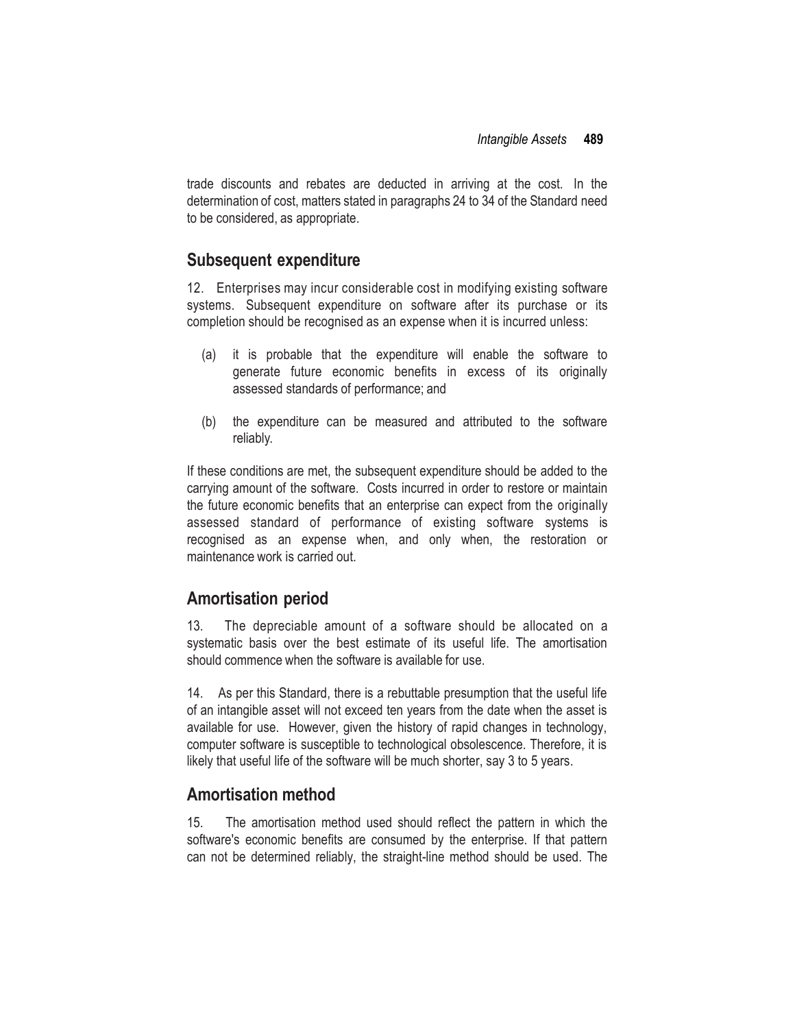trade discounts and rebates are deducted in arriving at the cost. In the determination of cost, matters stated in paragraphs 24 to 34 of the Standard need to be considered, as appropriate.

## Subsequent expenditure

12. Enterprises may incur considerable cost in modifying existing software systems. Subsequent expenditure on software after its purchase or its completion should be recognised as an expense when it is incurred unless:

(a) it is probable that the expenditure will enable the software to generate future economic benefits in excess of its originally assessed standards of performance; and

(b) the expenditure can be measured and attributed to the software reliably.

If these conditions are met, the subsequent expenditure should be added to the carrying amount of the software. Costs incurred in order to restore or maintain the future economic benefits that an enterprise can expect from the originally assessed standard of performance of existing software systems is recognised as an expense when, and only when, the restoration or maintenance work is carried out.

## Amortisation period

13. The depreciable amount of a software should be allocated on a systematic basis over the best estimate of its useful life. The amortisation should commence when the software is available for use.

14. As per this Standard, there is a rebuttable presumption that the useful life of an intangible asset will not exceed ten years from the date when the asset is available for use. However, given the history of rapid changes in technology, computer software is susceptible to technological obsolescence. Therefore, it is likely that useful life of the software will be much shorter, say 3 to 5 years.

## Amortisation method

15. The amortisation method used should reflect the pattern in which the software's economic benefits are consumed by the enterprise. If that pattern can not be determined reliably, the straight-line method should be used. The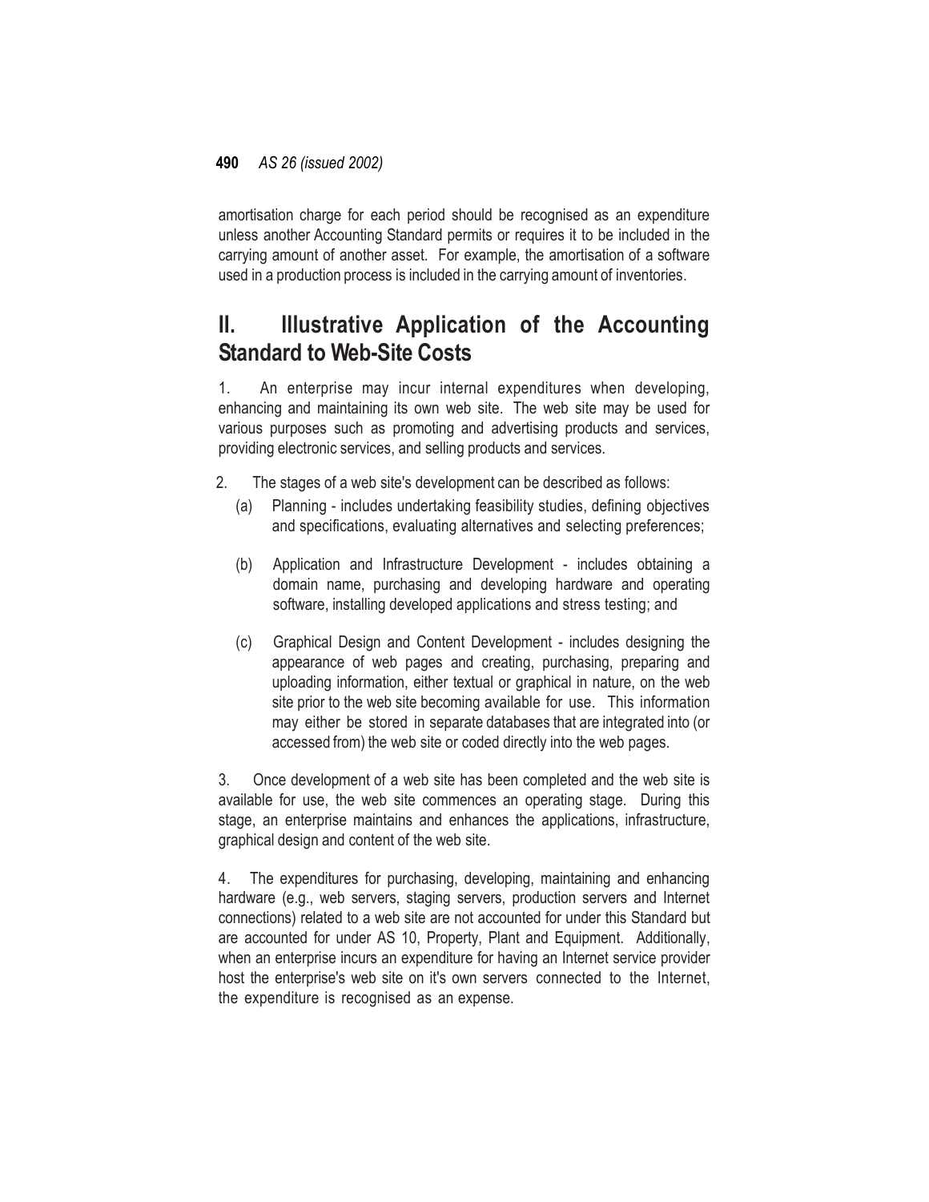amortisation charge for each period should be recognised as an expenditure unless another Accounting Standard permits or requires it to be included in the carrying amount of another asset. For example, the amortisation of a software used in a production process is included in the carrying amount of inventories.

## II. Illustrative Application of the Accounting Standard to Web-Site Costs

1. An enterprise may incur internal expenditures when developing, enhancing and maintaining its own web site. The web site may be used for various purposes such as promoting and advertising products and services, providing electronic services, and selling products and services.

2. The stages of a web site's development can be described as follows:

   (a) Planning - includes undertaking feasibility studies, defining objectives and specifications, evaluating alternatives and selecting preferences;

   (b) Application and Infrastructure Development - includes obtaining a domain name, purchasing and developing hardware and operating software, installing developed applications and stress testing; and

   (c) Graphical Design and Content Development - includes designing the appearance of web pages and creating, purchasing, preparing and uploading information, either textual or graphical in nature, on the web site prior to the web site becoming available for use. This information may either be stored in separate databases that are integrated into (or accessed from) the web site or coded directly into the web pages.

3. Once development of a web site has been completed and the web site is available for use, the web site commences an operating stage. During this stage, an enterprise maintains and enhances the applications, infrastructure, graphical design and content of the web site.

4. The expenditures for purchasing, developing, maintaining and enhancing hardware (e.g., web servers, staging servers, production servers and Internet connections) related to a web site are not accounted for under this Standard but are accounted for under AS 10, Property, Plant and Equipment. Additionally, when an enterprise incurs an expenditure for having an Internet service provider host the enterprise's web site on it's own servers connected to the Internet, the expenditure is recognised as an expense.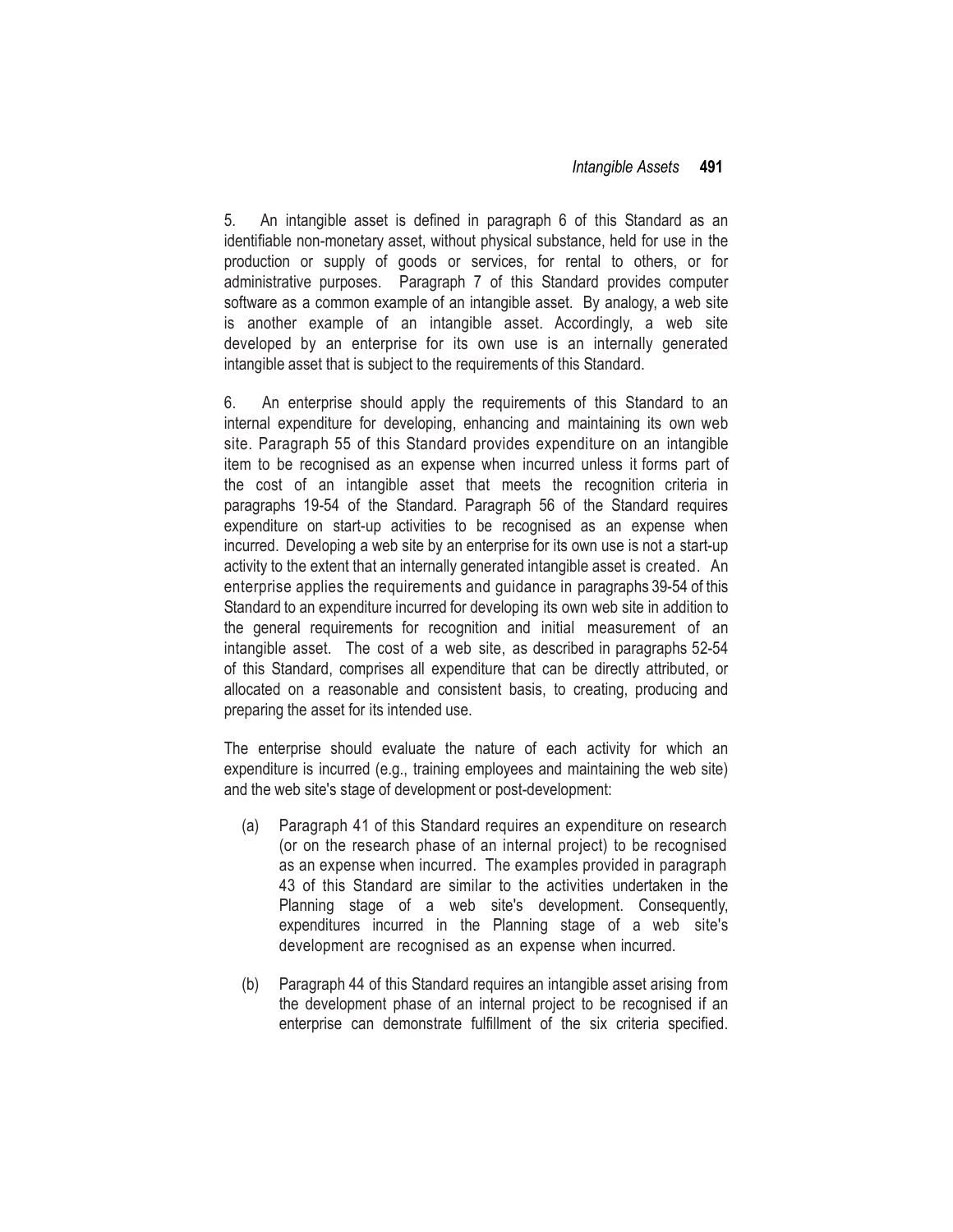5. An intangible asset is defined in paragraph 6 of this Standard as an identifiable non-monetary asset, without physical substance, held for use in the production or supply of goods or services, for rental to others, or for administrative purposes. Paragraph 7 of this Standard provides computer software as a common example of an intangible asset. By analogy, a web site is another example of an intangible asset. Accordingly, a web site developed by an enterprise for its own use is an internally generated intangible asset that is subject to the requirements of this Standard.

6. An enterprise should apply the requirements of this Standard to an internal expenditure for developing, enhancing and maintaining its own web site. Paragraph 55 of this Standard provides expenditure on an intangible item to be recognised as an expense when incurred unless it forms part of the cost of an intangible asset that meets the recognition criteria in paragraphs 19-54 of the Standard. Paragraph 56 of the Standard requires expenditure on start-up activities to be recognised as an expense when incurred. Developing a web site by an enterprise for its own use is not a start-up activity to the extent that an internally generated intangible asset is created. An enterprise applies the requirements and guidance in paragraphs 39-54 of this Standard to an expenditure incurred for developing its own web site in addition to the general requirements for recognition and initial measurement of an intangible asset. The cost of a web site, as described in paragraphs 52-54 of this Standard, comprises all expenditure that can be directly attributed, or allocated on a reasonable and consistent basis, to creating, producing and preparing the asset for its intended use.

The enterprise should evaluate the nature of each activity for which an expenditure is incurred (e.g., training employees and maintaining the web site) and the web site's stage of development or post-development:

(a) Paragraph 41 of this Standard requires an expenditure on research (or on the research phase of an internal project) to be recognised as an expense when incurred. The examples provided in paragraph 43 of this Standard are similar to the activities undertaken in the Planning stage of a web site's development. Consequently, expenditures incurred in the Planning stage of a web site's development are recognised as an expense when incurred.

(b) Paragraph 44 of this Standard requires an intangible asset arising from the development phase of an internal project to be recognised if an enterprise can demonstrate fulfillment of the six criteria specified.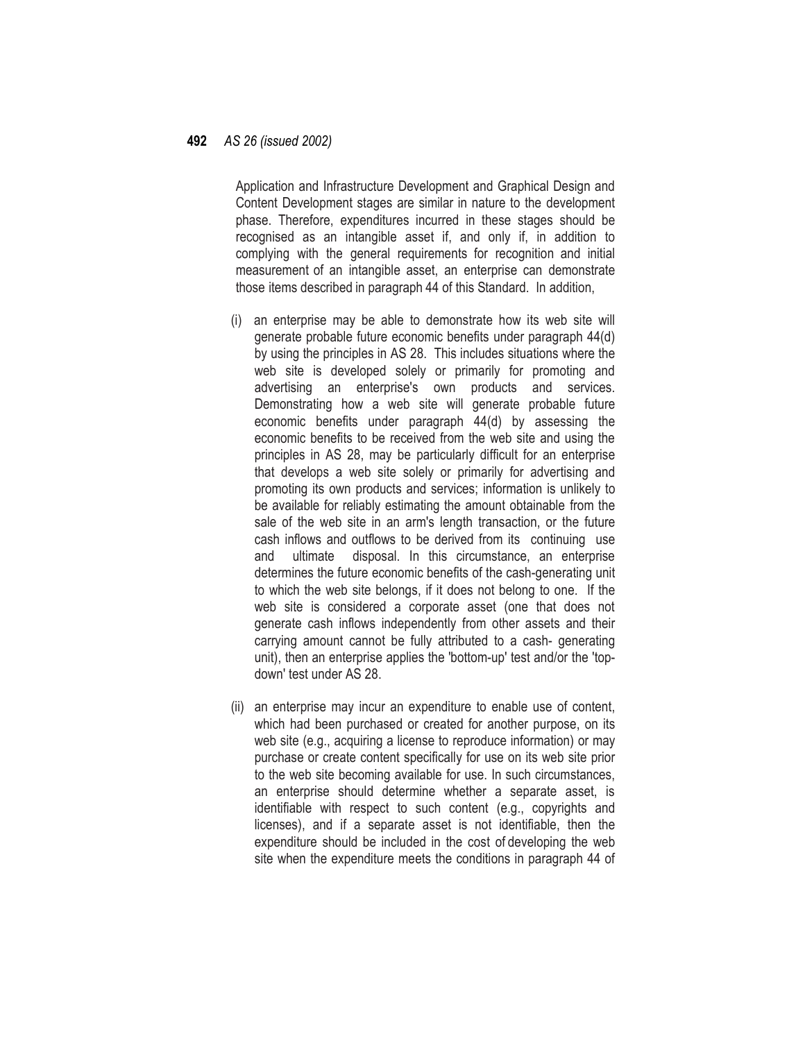Application and Infrastructure Development and Graphical Design and Content Development stages are similar in nature to the development phase. Therefore, expenditures incurred in these stages should be recognised as an intangible asset if, and only if, in addition to complying with the general requirements for recognition and initial measurement of an intangible asset, an enterprise can demonstrate those items described in paragraph 44 of this Standard. In addition,

(i) an enterprise may be able to demonstrate how its web site will generate probable future economic benefits under paragraph 44(d) by using the principles in AS 28. This includes situations where the web site is developed solely or primarily for promoting and advertising an enterprise's own products and services. Demonstrating how a web site will generate probable future economic benefits under paragraph 44(d) by assessing the economic benefits to be received from the web site and using the principles in AS 28, may be particularly difficult for an enterprise that develops a web site solely or primarily for advertising and promoting its own products and services; information is unlikely to be available for reliably estimating the amount obtainable from the sale of the web site in an arm's length transaction, or the future cash inflows and outflows to be derived from its continuing use and ultimate disposal. In this circumstance, an enterprise determines the future economic benefits of the cash-generating unit to which the web site belongs, if it does not belong to one. If the web site is considered a corporate asset (one that does not generate cash inflows independently from other assets and their carrying amount cannot be fully attributed to a cash- generating unit), then an enterprise applies the 'bottom-up' test and/or the 'top-down' test under AS 28.

(ii) an enterprise may incur an expenditure to enable use of content, which had been purchased or created for another purpose, on its web site (e.g., acquiring a license to reproduce information) or may purchase or create content specifically for use on its web site prior to the web site becoming available for use. In such circumstances, an enterprise should determine whether a separate asset, is identifiable with respect to such content (e.g., copyrights and licenses), and if a separate asset is not identifiable, then the expenditure should be included in the cost of developing the web site when the expenditure meets the conditions in paragraph 44 of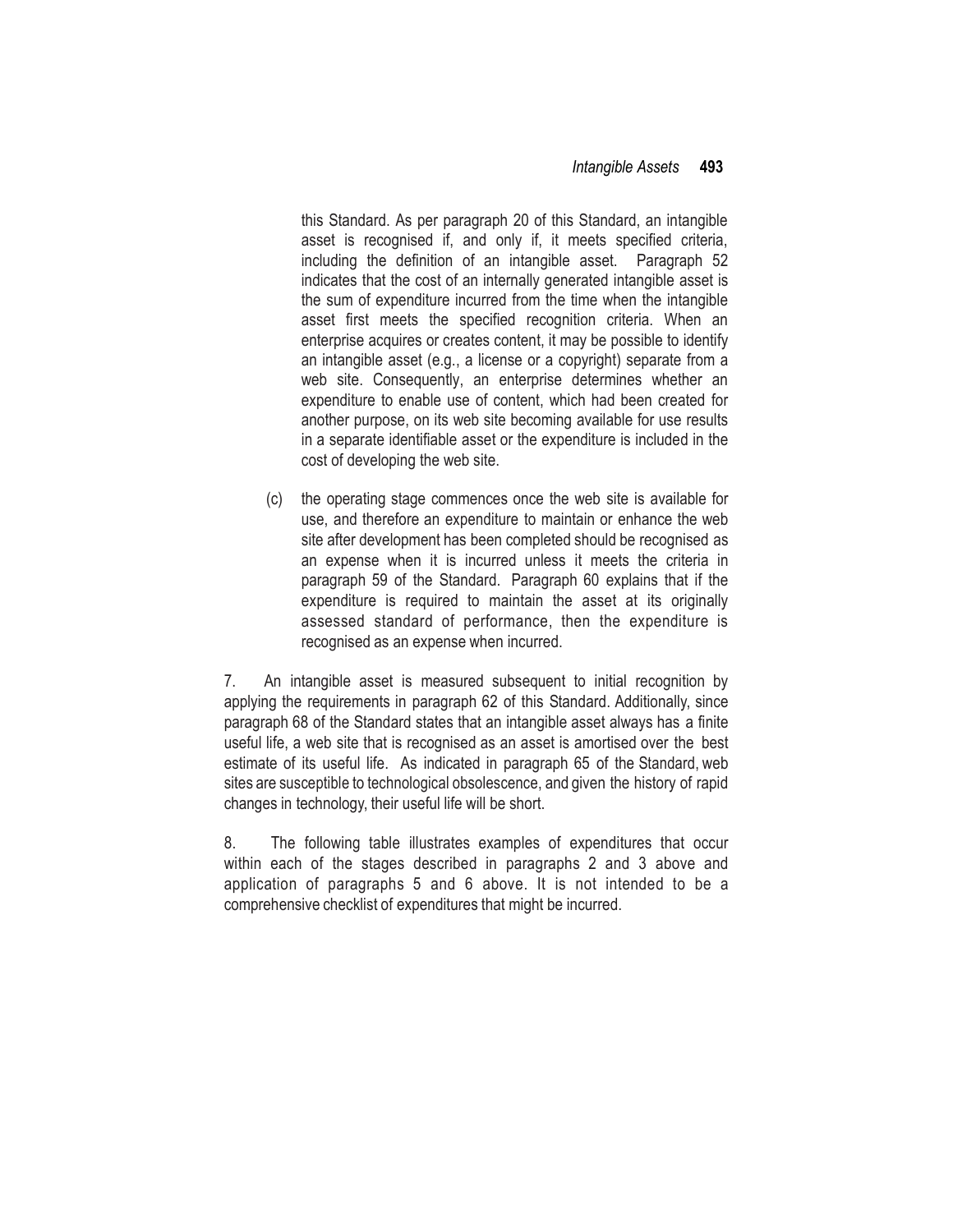this Standard. As per paragraph 20 of this Standard, an intangible asset is recognised if, and only if, it meets specified criteria, including the definition of an intangible asset. Paragraph 52 indicates that the cost of an internally generated intangible asset is the sum of expenditure incurred from the time when the intangible asset first meets the specified recognition criteria. When an enterprise acquires or creates content, it may be possible to identify an intangible asset (e.g., a license or a copyright) separate from a web site. Consequently, an enterprise determines whether an expenditure to enable use of content, which had been created for another purpose, on its web site becoming available for use results in a separate identifiable asset or the expenditure is included in the cost of developing the web site.

(c) the operating stage commences once the web site is available for use, and therefore an expenditure to maintain or enhance the web site after development has been completed should be recognised as an expense when it is incurred unless it meets the criteria in paragraph 59 of the Standard. Paragraph 60 explains that if the expenditure is required to maintain the asset at its originally assessed standard of performance, then the expenditure is recognised as an expense when incurred.

7. An intangible asset is measured subsequent to initial recognition by applying the requirements in paragraph 62 of this Standard. Additionally, since paragraph 68 of the Standard states that an intangible asset always has a finite useful life, a web site that is recognised as an asset is amortised over the best estimate of its useful life. As indicated in paragraph 65 of the Standard, web sites are susceptible to technological obsolescence, and given the history of rapid changes in technology, their useful life will be short.

8. The following table illustrates examples of expenditures that occur within each of the stages described in paragraphs 2 and 3 above and application of paragraphs 5 and 6 above. It is not intended to be a comprehensive checklist of expenditures that might be incurred.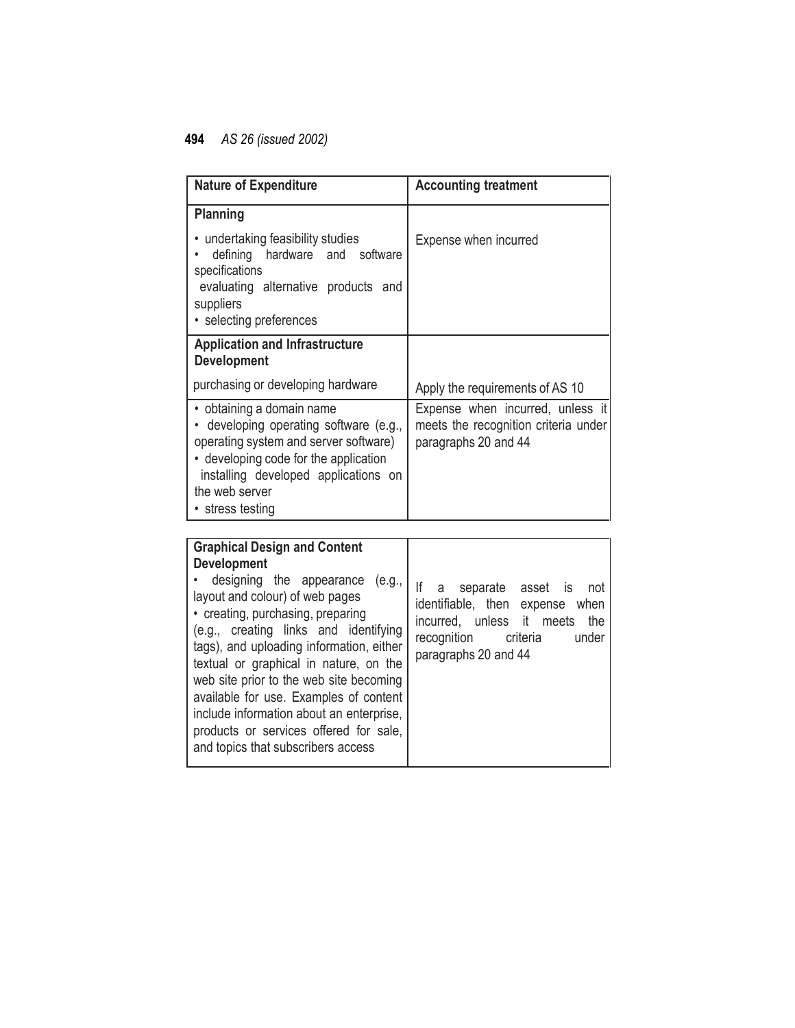| Nature of Expenditure | Accounting treatment |
|---|---|
| **Planning**<br>• undertaking feasibility studies<br>• defining hardware and software specifications<br>evaluating alternative products and suppliers<br>• selecting preferences | Expense when incurred |
| **Application and Infrastructure Development**<br>purchasing or developing hardware | Apply the requirements of AS 10 |
| • obtaining a domain name<br>• developing operating software (e.g., operating system and server software)<br>• developing code for the application<br>installing developed applications on the web server<br>• stress testing | Expense when incurred, unless it meets the recognition criteria under paragraphs 20 and 44 |
| **Graphical Design and Content Development**<br>• designing the appearance (e.g., layout and colour) of web pages<br>• creating, purchasing, preparing (e.g., creating links and identifying tags), and uploading information, either textual or graphical in nature, on the web site prior to the web site becoming available for use. Examples of content include information about an enterprise, products or services offered for sale, and topics that subscribers access | If a separate asset is not identifiable, then expense when incurred, unless it meets the recognition criteria under paragraphs 20 and 44 |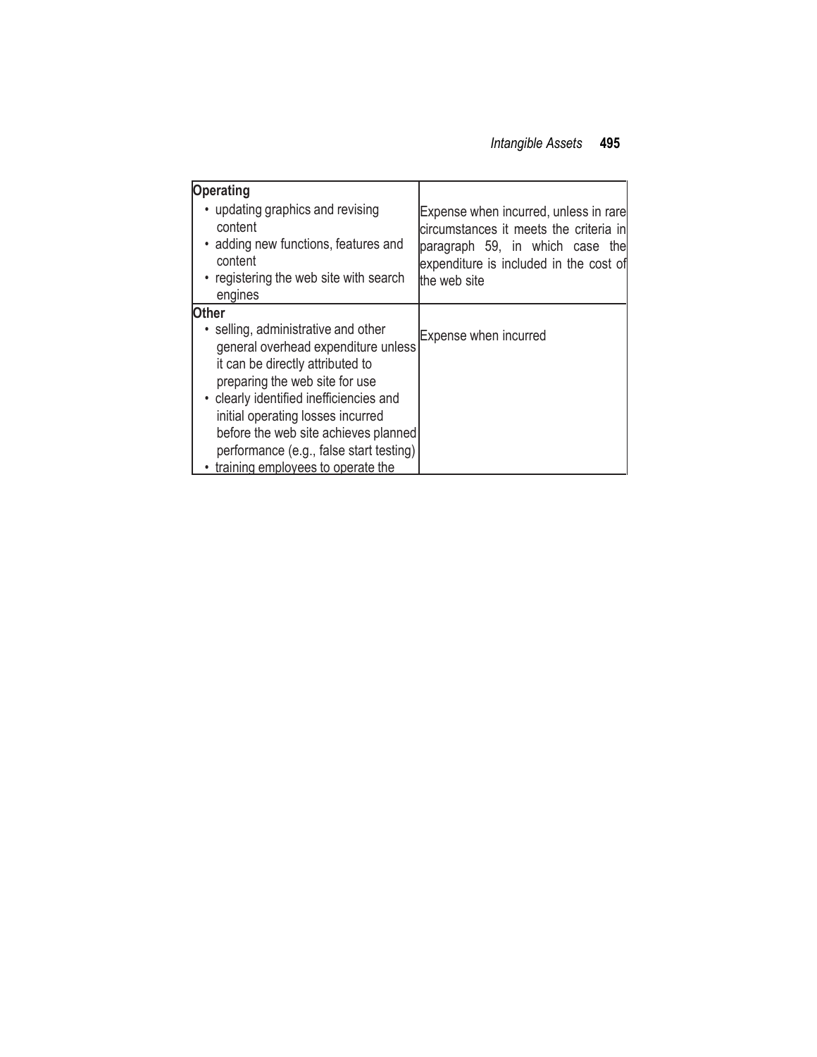| | |
|---|---|
| **Operating**<br>• updating graphics and revising content<br>• adding new functions, features and content<br>• registering the web site with search engines | Expense when incurred, unless in rare circumstances it meets the criteria in paragraph 59, in which case the expenditure is included in the cost of the web site |
| **Other**<br>• selling, administrative and other general overhead expenditure unless it can be directly attributed to preparing the web site for use<br>• clearly identified inefficiencies and initial operating losses incurred before the web site achieves planned performance (e.g., false start testing)<br>• training employees to operate the | Expense when incurred |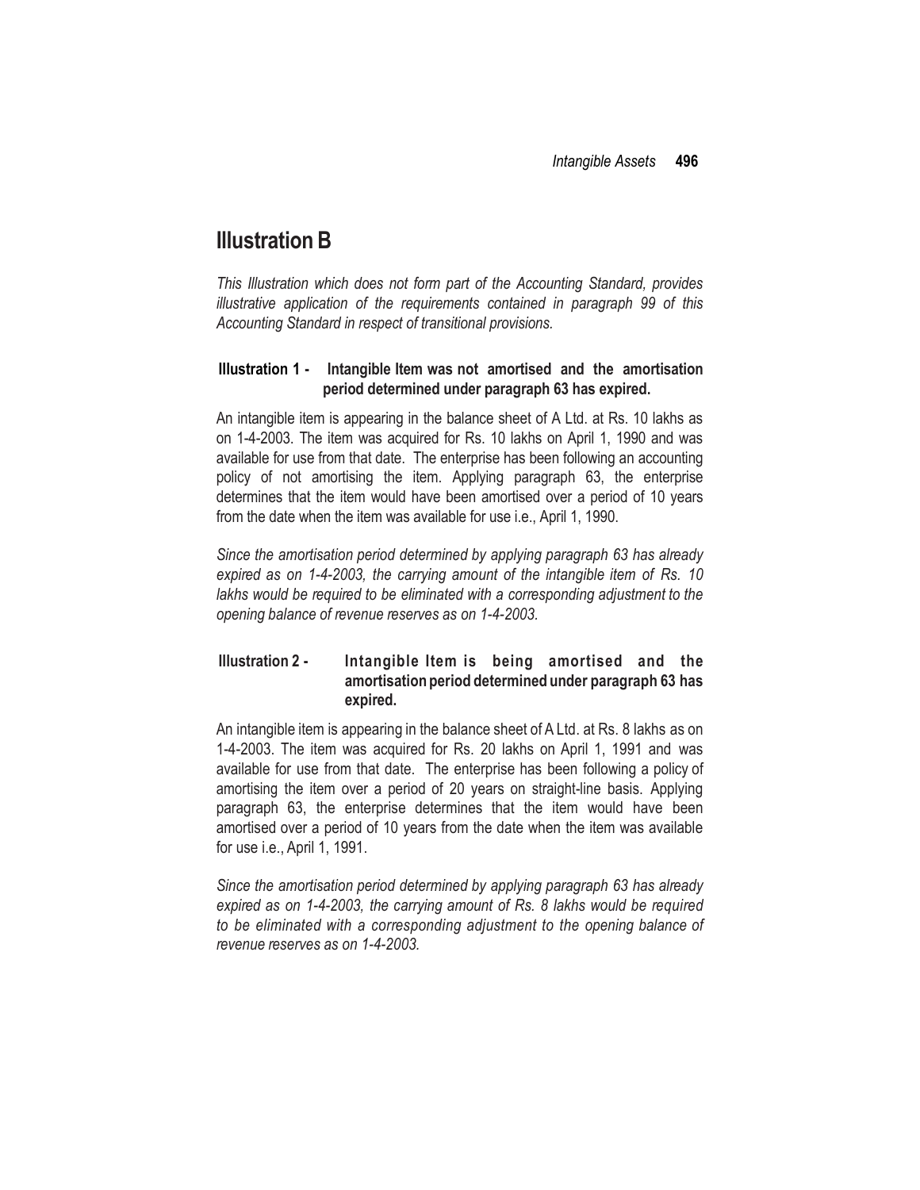# Illustration B

*This Illustration which does not form part of the Accounting Standard, provides illustrative application of the requirements contained in paragraph 99 of this Accounting Standard in respect of transitional provisions.*

### Illustration 1 - Intangible Item was not amortised and the amortisation period determined under paragraph 63 has expired.

An intangible item is appearing in the balance sheet of A Ltd. at Rs. 10 lakhs as on 1-4-2003. The item was acquired for Rs. 10 lakhs on April 1, 1990 and was available for use from that date. The enterprise has been following an accounting policy of not amortising the item. Applying paragraph 63, the enterprise determines that the item would have been amortised over a period of 10 years from the date when the item was available for use i.e., April 1, 1990.

*Since the amortisation period determined by applying paragraph 63 has already expired as on 1-4-2003, the carrying amount of the intangible item of Rs. 10 lakhs would be required to be eliminated with a corresponding adjustment to the opening balance of revenue reserves as on 1-4-2003.*

### Illustration 2 - Intangible Item is being amortised and the amortisation period determined under paragraph 63 has expired.

An intangible item is appearing in the balance sheet of A Ltd. at Rs. 8 lakhs as on 1-4-2003. The item was acquired for Rs. 20 lakhs on April 1, 1991 and was available for use from that date. The enterprise has been following a policy of amortising the item over a period of 20 years on straight-line basis. Applying paragraph 63, the enterprise determines that the item would have been amortised over a period of 10 years from the date when the item was available for use i.e., April 1, 1991.

*Since the amortisation period determined by applying paragraph 63 has already expired as on 1-4-2003, the carrying amount of Rs. 8 lakhs would be required to be eliminated with a corresponding adjustment to the opening balance of revenue reserves as on 1-4-2003.*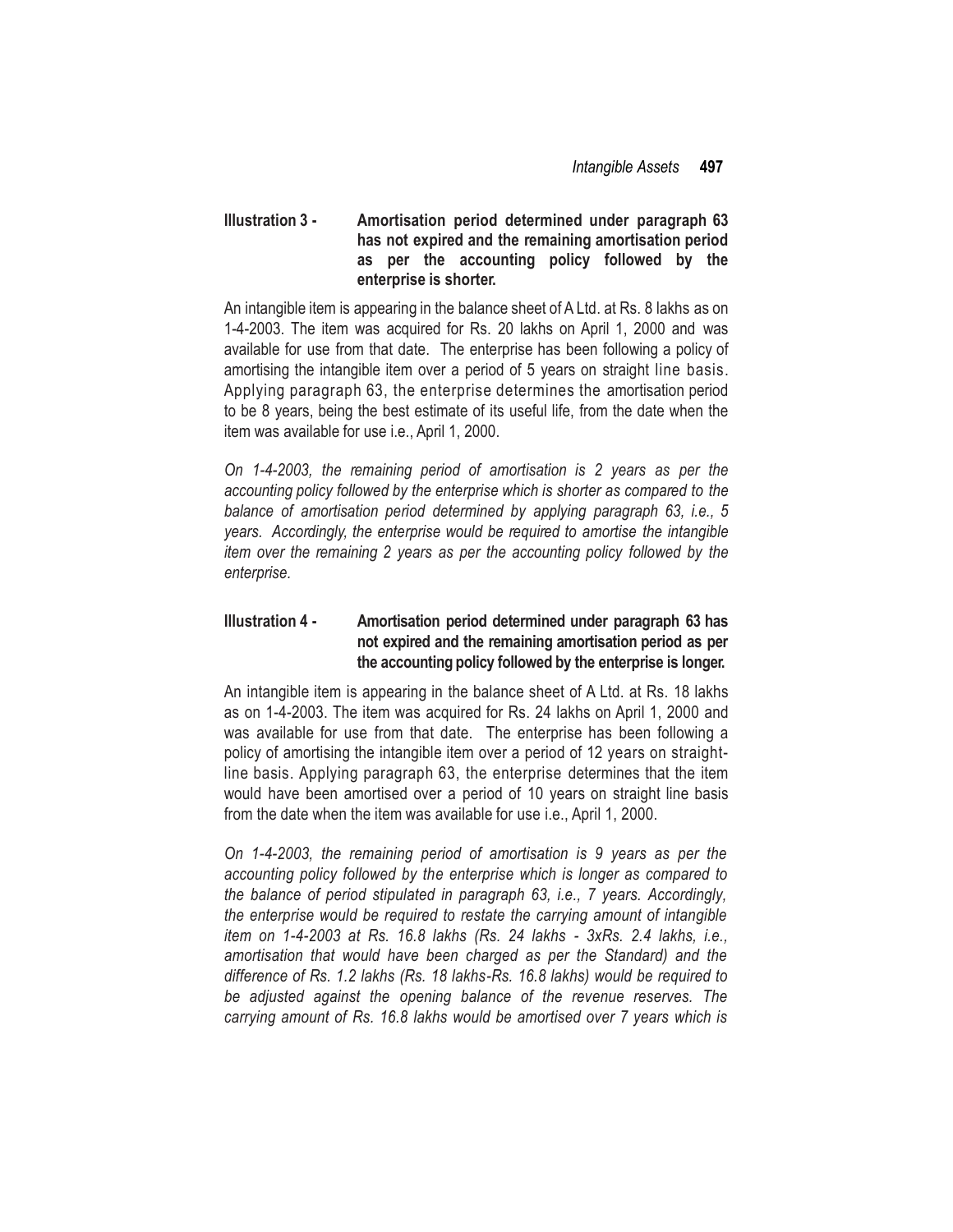**Illustration 3 - Amortisation period determined under paragraph 63 has not expired and the remaining amortisation period as per the accounting policy followed by the enterprise is shorter.**

An intangible item is appearing in the balance sheet of A Ltd. at Rs. 8 lakhs as on 1-4-2003. The item was acquired for Rs. 20 lakhs on April 1, 2000 and was available for use from that date. The enterprise has been following a policy of amortising the intangible item over a period of 5 years on straight line basis. Applying paragraph 63, the enterprise determines the amortisation period to be 8 years, being the best estimate of its useful life, from the date when the item was available for use i.e., April 1, 2000.

*On 1-4-2003, the remaining period of amortisation is 2 years as per the accounting policy followed by the enterprise which is shorter as compared to the balance of amortisation period determined by applying paragraph 63, i.e., 5 years. Accordingly, the enterprise would be required to amortise the intangible item over the remaining 2 years as per the accounting policy followed by the enterprise.*

**Illustration 4 - Amortisation period determined under paragraph 63 has not expired and the remaining amortisation period as per the accounting policy followed by the enterprise is longer.**

An intangible item is appearing in the balance sheet of A Ltd. at Rs. 18 lakhs as on 1-4-2003. The item was acquired for Rs. 24 lakhs on April 1, 2000 and was available for use from that date. The enterprise has been following a policy of amortising the intangible item over a period of 12 years on straight-line basis. Applying paragraph 63, the enterprise determines that the item would have been amortised over a period of 10 years on straight line basis from the date when the item was available for use i.e., April 1, 2000.

*On 1-4-2003, the remaining period of amortisation is 9 years as per the accounting policy followed by the enterprise which is longer as compared to the balance of period stipulated in paragraph 63, i.e., 7 years. Accordingly, the enterprise would be required to restate the carrying amount of intangible item on 1-4-2003 at Rs. 16.8 lakhs (Rs. 24 lakhs - 3xRs. 2.4 lakhs, i.e., amortisation that would have been charged as per the Standard) and the difference of Rs. 1.2 lakhs (Rs. 18 lakhs-Rs. 16.8 lakhs) would be required to be adjusted against the opening balance of the revenue reserves. The carrying amount of Rs. 16.8 lakhs would be amortised over 7 years which is*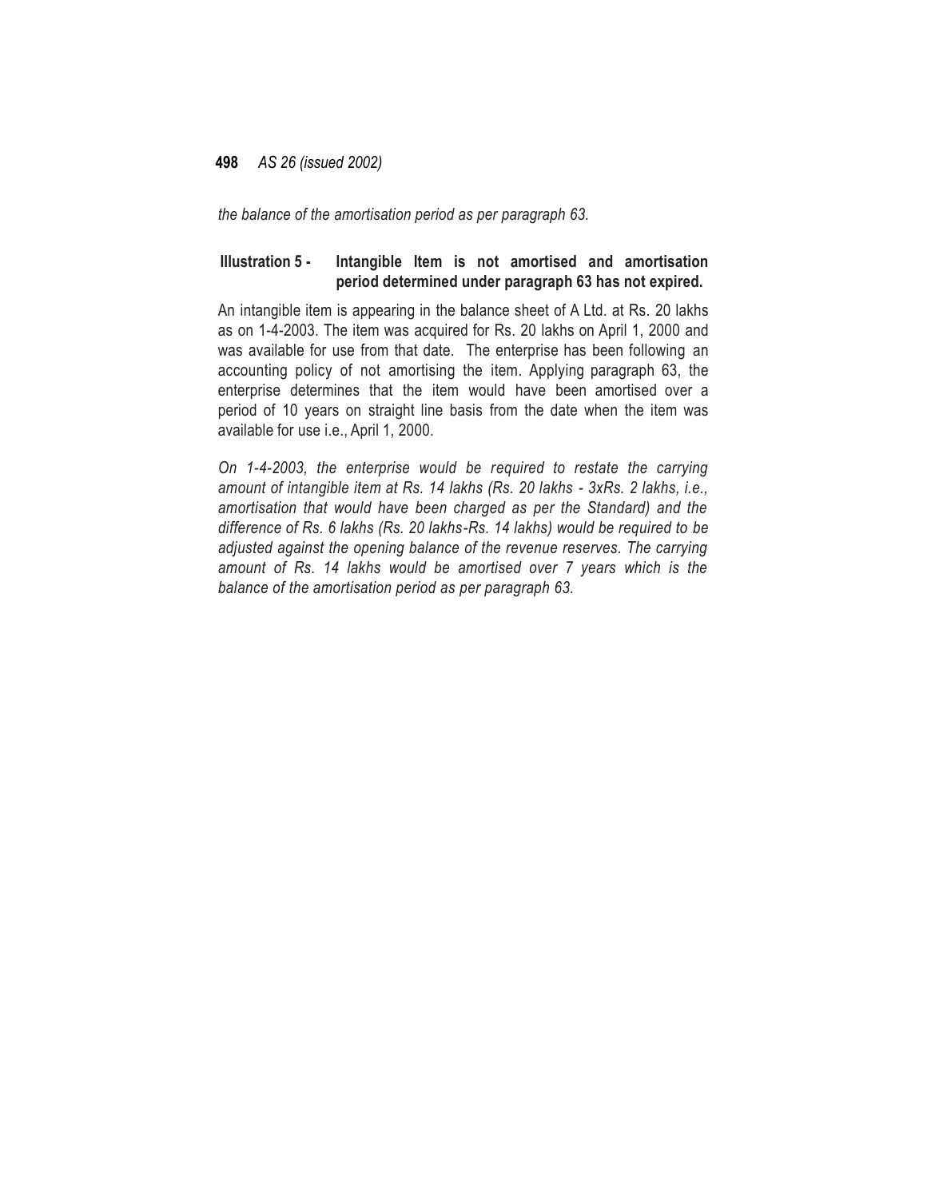*the balance of the amortisation period as per paragraph 63.*

**Illustration 5 - Intangible Item is not amortised and amortisation period determined under paragraph 63 has not expired.**

An intangible item is appearing in the balance sheet of A Ltd. at Rs. 20 lakhs as on 1-4-2003. The item was acquired for Rs. 20 lakhs on April 1, 2000 and was available for use from that date. The enterprise has been following an accounting policy of not amortising the item. Applying paragraph 63, the enterprise determines that the item would have been amortised over a period of 10 years on straight line basis from the date when the item was available for use i.e., April 1, 2000.

*On 1-4-2003, the enterprise would be required to restate the carrying amount of intangible item at Rs. 14 lakhs (Rs. 20 lakhs - 3xRs. 2 lakhs, i.e., amortisation that would have been charged as per the Standard) and the difference of Rs. 6 lakhs (Rs. 20 lakhs-Rs. 14 lakhs) would be required to be adjusted against the opening balance of the revenue reserves. The carrying amount of Rs. 14 lakhs would be amortised over 7 years which is the balance of the amortisation period as per paragraph 63.*